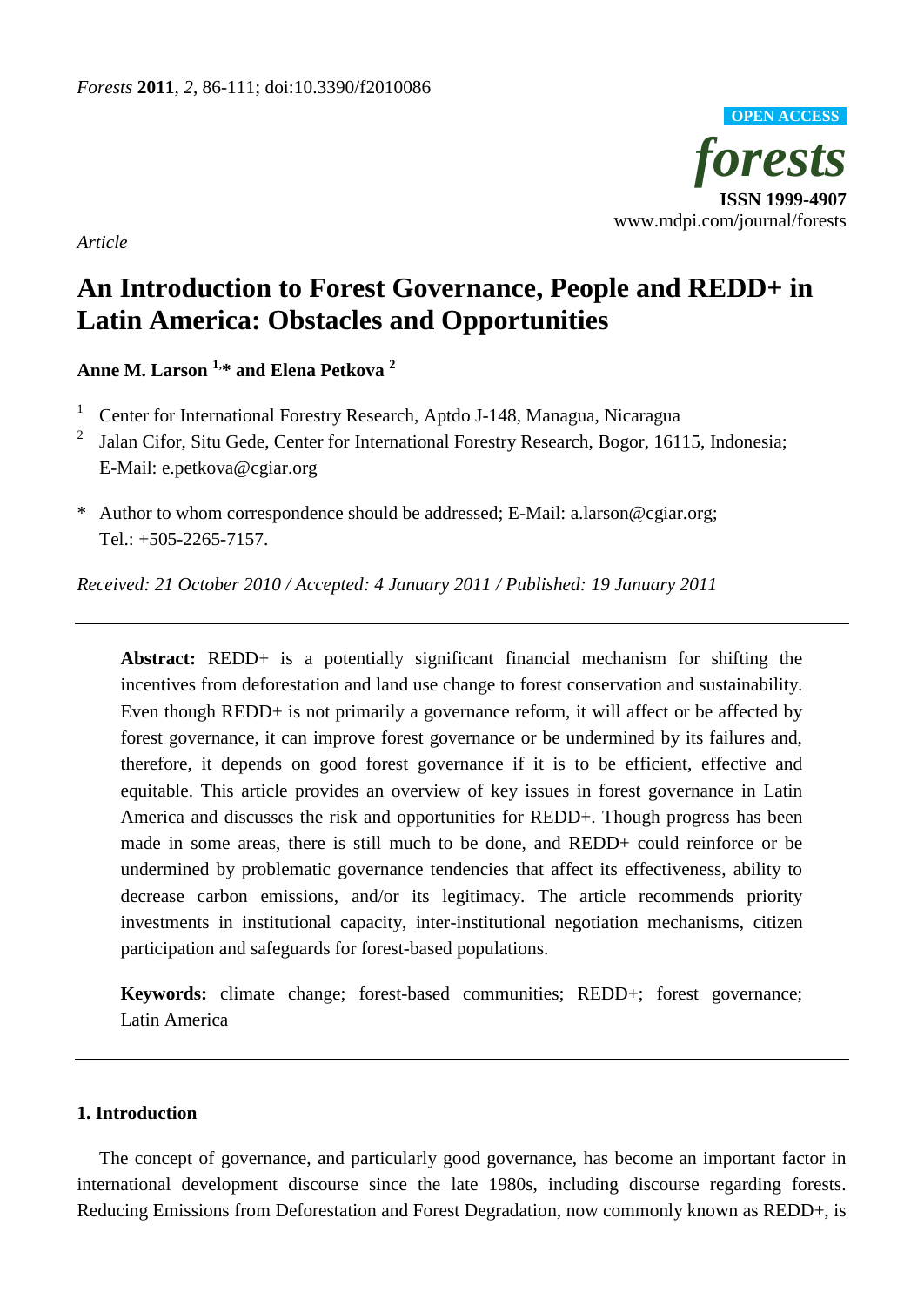*Article*

# An Introduction to Forest Governance, People and REDD+ in Latin America: Obstacles and Opportunities

**Anne M. Larson [1,*] and Elena Petkova [2]**

[1] Center for International Forestry Research, Aptdo J-148, Managua, Nicaragua

[2] Jalan Cifor, Situ Gede, Center for International Forestry Research, Bogor, 16115, Indonesia; E-Mail: e.petkova@cgiar.org

\* Author to whom correspondence should be addressed; E-Mail: a.larson@cgiar.org; Tel.: +505-2265-7157.

*Received: 21 October 2010 / Accepted: 4 January 2011 / Published: 19 January 2011*

---

**Abstract:** REDD+ is a potentially significant financial mechanism for shifting the incentives from deforestation and land use change to forest conservation and sustainability. Even though REDD+ is not primarily a governance reform, it will affect or be affected by forest governance, it can improve forest governance or be undermined by its failures and, therefore, it depends on good forest governance if it is to be efficient, effective and equitable. This article provides an overview of key issues in forest governance in Latin America and discusses the risk and opportunities for REDD+. Though progress has been made in some areas, there is still much to be done, and REDD+ could reinforce or be undermined by problematic governance tendencies that affect its effectiveness, ability to decrease carbon emissions, and/or its legitimacy. The article recommends priority investments in institutional capacity, inter-institutional negotiation mechanisms, citizen participation and safeguards for forest-based populations.

**Keywords:** climate change; forest-based communities; REDD+; forest governance; Latin America

---

## 1. Introduction

The concept of governance, and particularly good governance, has become an important factor in international development discourse since the late 1980s, including discourse regarding forests. Reducing Emissions from Deforestation and Forest Degradation, now commonly known as REDD+, is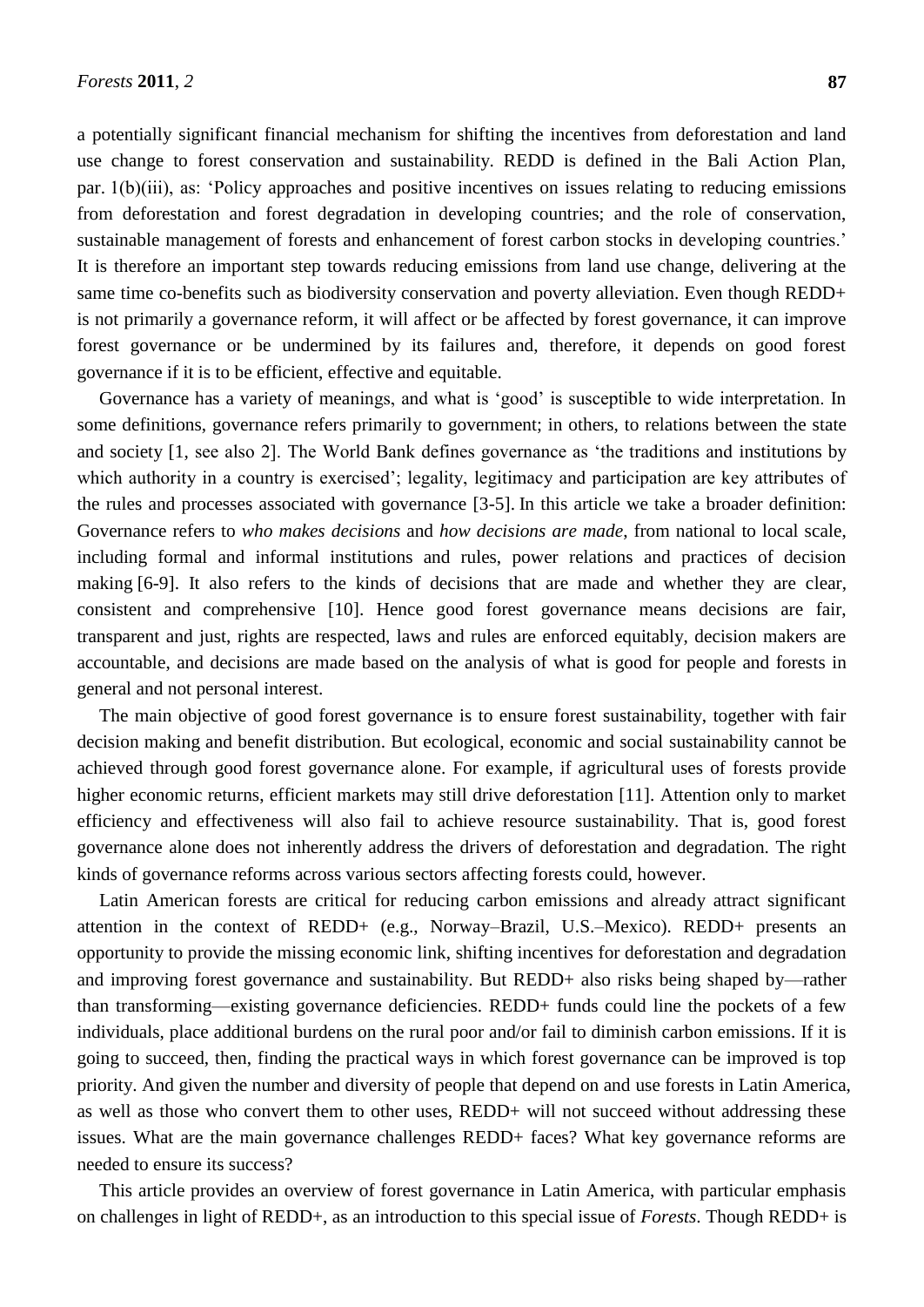a potentially significant financial mechanism for shifting the incentives from deforestation and land use change to forest conservation and sustainability. REDD is defined in the Bali Action Plan, par. 1(b)(iii), as: 'Policy approaches and positive incentives on issues relating to reducing emissions from deforestation and forest degradation in developing countries; and the role of conservation, sustainable management of forests and enhancement of forest carbon stocks in developing countries.' It is therefore an important step towards reducing emissions from land use change, delivering at the same time co-benefits such as biodiversity conservation and poverty alleviation. Even though REDD+ is not primarily a governance reform, it will affect or be affected by forest governance, it can improve forest governance or be undermined by its failures and, therefore, it depends on good forest governance if it is to be efficient, effective and equitable.

Governance has a variety of meanings, and what is 'good' is susceptible to wide interpretation. In some definitions, governance refers primarily to government; in others, to relations between the state and society [1, see also 2]. The World Bank defines governance as 'the traditions and institutions by which authority in a country is exercised'; legality, legitimacy and participation are key attributes of the rules and processes associated with governance [3-5]. In this article we take a broader definition: Governance refers to *who makes decisions* and *how decisions are made*, from national to local scale, including formal and informal institutions and rules, power relations and practices of decision making [6-9]. It also refers to the kinds of decisions that are made and whether they are clear, consistent and comprehensive [10]. Hence good forest governance means decisions are fair, transparent and just, rights are respected, laws and rules are enforced equitably, decision makers are accountable, and decisions are made based on the analysis of what is good for people and forests in general and not personal interest.

The main objective of good forest governance is to ensure forest sustainability, together with fair decision making and benefit distribution. But ecological, economic and social sustainability cannot be achieved through good forest governance alone. For example, if agricultural uses of forests provide higher economic returns, efficient markets may still drive deforestation [11]. Attention only to market efficiency and effectiveness will also fail to achieve resource sustainability. That is, good forest governance alone does not inherently address the drivers of deforestation and degradation. The right kinds of governance reforms across various sectors affecting forests could, however.

Latin American forests are critical for reducing carbon emissions and already attract significant attention in the context of REDD+ (e.g., Norway–Brazil, U.S.–Mexico). REDD+ presents an opportunity to provide the missing economic link, shifting incentives for deforestation and degradation and improving forest governance and sustainability. But REDD+ also risks being shaped by—rather than transforming—existing governance deficiencies. REDD+ funds could line the pockets of a few individuals, place additional burdens on the rural poor and/or fail to diminish carbon emissions. If it is going to succeed, then, finding the practical ways in which forest governance can be improved is top priority. And given the number and diversity of people that depend on and use forests in Latin America, as well as those who convert them to other uses, REDD+ will not succeed without addressing these issues. What are the main governance challenges REDD+ faces? What key governance reforms are needed to ensure its success?

This article provides an overview of forest governance in Latin America, with particular emphasis on challenges in light of REDD+, as an introduction to this special issue of *Forests*. Though REDD+ is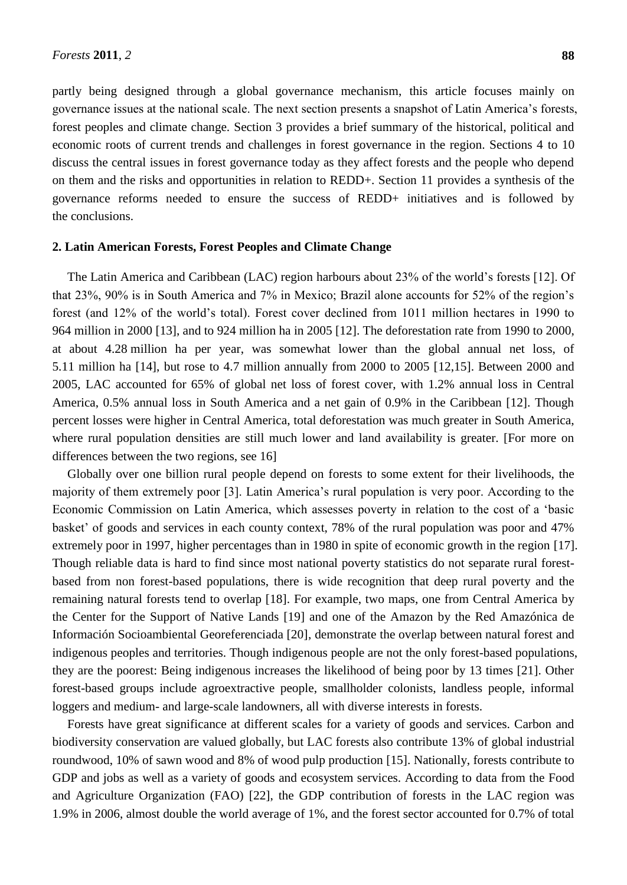partly being designed through a global governance mechanism, this article focuses mainly on governance issues at the national scale. The next section presents a snapshot of Latin America's forests, forest peoples and climate change. Section 3 provides a brief summary of the historical, political and economic roots of current trends and challenges in forest governance in the region. Sections 4 to 10 discuss the central issues in forest governance today as they affect forests and the people who depend on them and the risks and opportunities in relation to REDD+. Section 11 provides a synthesis of the governance reforms needed to ensure the success of REDD+ initiatives and is followed by the conclusions.

## 2. Latin American Forests, Forest Peoples and Climate Change

The Latin America and Caribbean (LAC) region harbours about 23% of the world's forests [12]. Of that 23%, 90% is in South America and 7% in Mexico; Brazil alone accounts for 52% of the region's forest (and 12% of the world's total). Forest cover declined from 1011 million hectares in 1990 to 964 million in 2000 [13], and to 924 million ha in 2005 [12]. The deforestation rate from 1990 to 2000, at about 4.28 million ha per year, was somewhat lower than the global annual net loss, of 5.11 million ha [14], but rose to 4.7 million annually from 2000 to 2005 [12,15]. Between 2000 and 2005, LAC accounted for 65% of global net loss of forest cover, with 1.2% annual loss in Central America, 0.5% annual loss in South America and a net gain of 0.9% in the Caribbean [12]. Though percent losses were higher in Central America, total deforestation was much greater in South America, where rural population densities are still much lower and land availability is greater. [For more on differences between the two regions, see 16]

Globally over one billion rural people depend on forests to some extent for their livelihoods, the majority of them extremely poor [3]. Latin America's rural population is very poor. According to the Economic Commission on Latin America, which assesses poverty in relation to the cost of a 'basic basket' of goods and services in each county context, 78% of the rural population was poor and 47% extremely poor in 1997, higher percentages than in 1980 in spite of economic growth in the region [17]. Though reliable data is hard to find since most national poverty statistics do not separate rural forest-based from non forest-based populations, there is wide recognition that deep rural poverty and the remaining natural forests tend to overlap [18]. For example, two maps, one from Central America by the Center for the Support of Native Lands [19] and one of the Amazon by the Red Amazónica de Información Socioambiental Georeferenciada [20], demonstrate the overlap between natural forest and indigenous peoples and territories. Though indigenous people are not the only forest-based populations, they are the poorest: Being indigenous increases the likelihood of being poor by 13 times [21]. Other forest-based groups include agroextractive people, smallholder colonists, landless people, informal loggers and medium- and large-scale landowners, all with diverse interests in forests.

Forests have great significance at different scales for a variety of goods and services. Carbon and biodiversity conservation are valued globally, but LAC forests also contribute 13% of global industrial roundwood, 10% of sawn wood and 8% of wood pulp production [15]. Nationally, forests contribute to GDP and jobs as well as a variety of goods and ecosystem services. According to data from the Food and Agriculture Organization (FAO) [22], the GDP contribution of forests in the LAC region was 1.9% in 2006, almost double the world average of 1%, and the forest sector accounted for 0.7% of total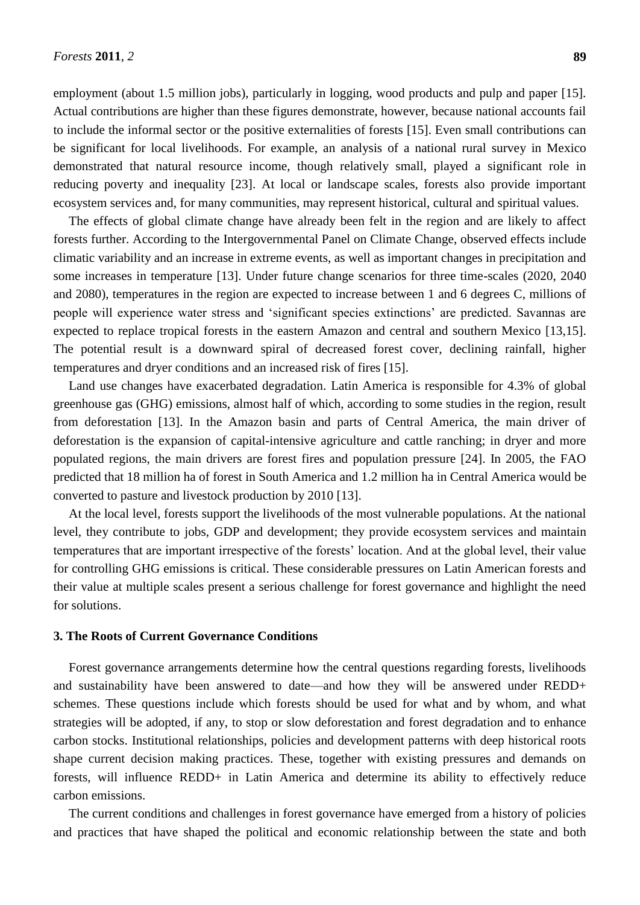employment (about 1.5 million jobs), particularly in logging, wood products and pulp and paper [15]. Actual contributions are higher than these figures demonstrate, however, because national accounts fail to include the informal sector or the positive externalities of forests [15]. Even small contributions can be significant for local livelihoods. For example, an analysis of a national rural survey in Mexico demonstrated that natural resource income, though relatively small, played a significant role in reducing poverty and inequality [23]. At local or landscape scales, forests also provide important ecosystem services and, for many communities, may represent historical, cultural and spiritual values.

The effects of global climate change have already been felt in the region and are likely to affect forests further. According to the Intergovernmental Panel on Climate Change, observed effects include climatic variability and an increase in extreme events, as well as important changes in precipitation and some increases in temperature [13]. Under future change scenarios for three time-scales (2020, 2040 and 2080), temperatures in the region are expected to increase between 1 and 6 degrees C, millions of people will experience water stress and 'significant species extinctions' are predicted. Savannas are expected to replace tropical forests in the eastern Amazon and central and southern Mexico [13,15]. The potential result is a downward spiral of decreased forest cover, declining rainfall, higher temperatures and dryer conditions and an increased risk of fires [15].

Land use changes have exacerbated degradation. Latin America is responsible for 4.3% of global greenhouse gas (GHG) emissions, almost half of which, according to some studies in the region, result from deforestation [13]. In the Amazon basin and parts of Central America, the main driver of deforestation is the expansion of capital-intensive agriculture and cattle ranching; in dryer and more populated regions, the main drivers are forest fires and population pressure [24]. In 2005, the FAO predicted that 18 million ha of forest in South America and 1.2 million ha in Central America would be converted to pasture and livestock production by 2010 [13].

At the local level, forests support the livelihoods of the most vulnerable populations. At the national level, they contribute to jobs, GDP and development; they provide ecosystem services and maintain temperatures that are important irrespective of the forests' location. And at the global level, their value for controlling GHG emissions is critical. These considerable pressures on Latin American forests and their value at multiple scales present a serious challenge for forest governance and highlight the need for solutions.

## 3. The Roots of Current Governance Conditions

Forest governance arrangements determine how the central questions regarding forests, livelihoods and sustainability have been answered to date—and how they will be answered under REDD+ schemes. These questions include which forests should be used for what and by whom, and what strategies will be adopted, if any, to stop or slow deforestation and forest degradation and to enhance carbon stocks. Institutional relationships, policies and development patterns with deep historical roots shape current decision making practices. These, together with existing pressures and demands on forests, will influence REDD+ in Latin America and determine its ability to effectively reduce carbon emissions.

The current conditions and challenges in forest governance have emerged from a history of policies and practices that have shaped the political and economic relationship between the state and both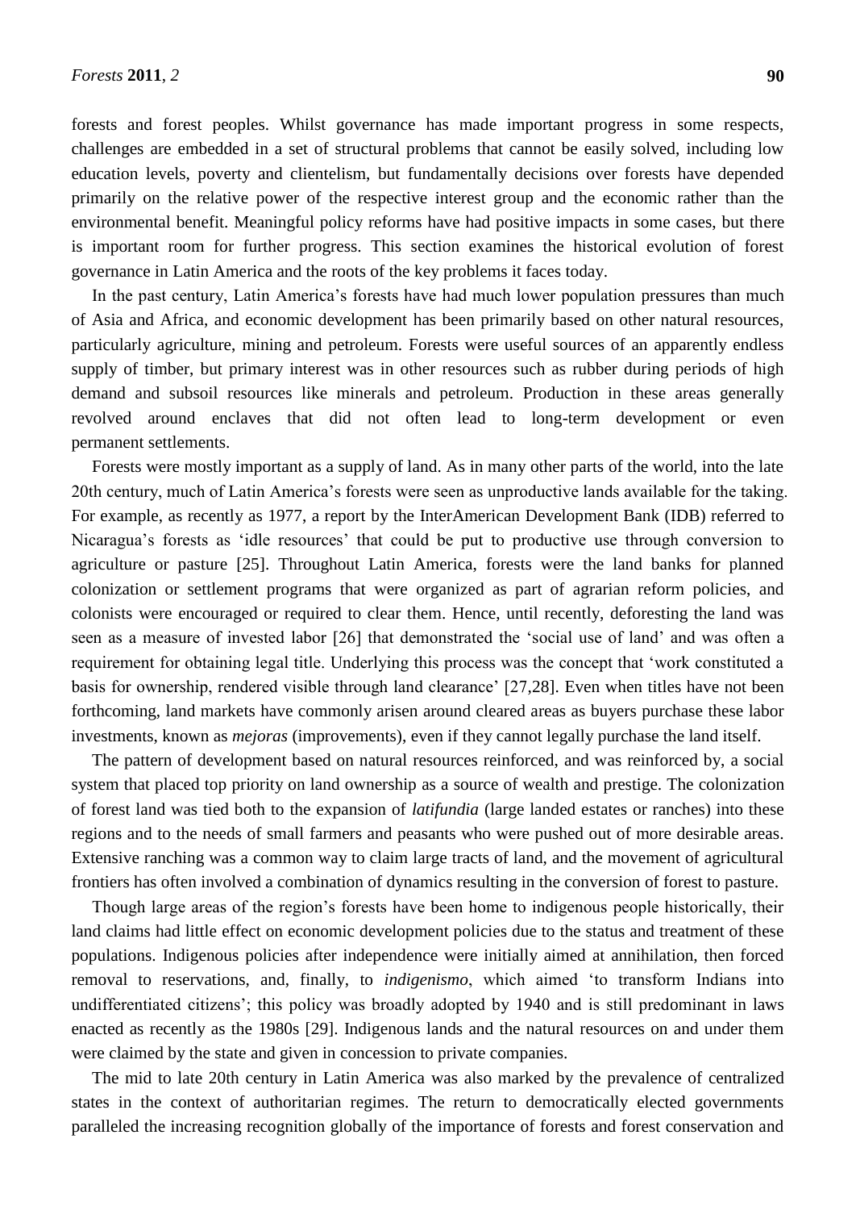forests and forest peoples. Whilst governance has made important progress in some respects, challenges are embedded in a set of structural problems that cannot be easily solved, including low education levels, poverty and clientelism, but fundamentally decisions over forests have depended primarily on the relative power of the respective interest group and the economic rather than the environmental benefit. Meaningful policy reforms have had positive impacts in some cases, but there is important room for further progress. This section examines the historical evolution of forest governance in Latin America and the roots of the key problems it faces today.

In the past century, Latin America's forests have had much lower population pressures than much of Asia and Africa, and economic development has been primarily based on other natural resources, particularly agriculture, mining and petroleum. Forests were useful sources of an apparently endless supply of timber, but primary interest was in other resources such as rubber during periods of high demand and subsoil resources like minerals and petroleum. Production in these areas generally revolved around enclaves that did not often lead to long-term development or even permanent settlements.

Forests were mostly important as a supply of land. As in many other parts of the world, into the late 20th century, much of Latin America's forests were seen as unproductive lands available for the taking. For example, as recently as 1977, a report by the InterAmerican Development Bank (IDB) referred to Nicaragua's forests as 'idle resources' that could be put to productive use through conversion to agriculture or pasture [25]. Throughout Latin America, forests were the land banks for planned colonization or settlement programs that were organized as part of agrarian reform policies, and colonists were encouraged or required to clear them. Hence, until recently, deforesting the land was seen as a measure of invested labor [26] that demonstrated the 'social use of land' and was often a requirement for obtaining legal title. Underlying this process was the concept that 'work constituted a basis for ownership, rendered visible through land clearance' [27,28]. Even when titles have not been forthcoming, land markets have commonly arisen around cleared areas as buyers purchase these labor investments, known as *mejoras* (improvements), even if they cannot legally purchase the land itself.

The pattern of development based on natural resources reinforced, and was reinforced by, a social system that placed top priority on land ownership as a source of wealth and prestige. The colonization of forest land was tied both to the expansion of *latifundia* (large landed estates or ranches) into these regions and to the needs of small farmers and peasants who were pushed out of more desirable areas. Extensive ranching was a common way to claim large tracts of land, and the movement of agricultural frontiers has often involved a combination of dynamics resulting in the conversion of forest to pasture.

Though large areas of the region's forests have been home to indigenous people historically, their land claims had little effect on economic development policies due to the status and treatment of these populations. Indigenous policies after independence were initially aimed at annihilation, then forced removal to reservations, and, finally, to *indigenismo*, which aimed 'to transform Indians into undifferentiated citizens'; this policy was broadly adopted by 1940 and is still predominant in laws enacted as recently as the 1980s [29]. Indigenous lands and the natural resources on and under them were claimed by the state and given in concession to private companies.

The mid to late 20th century in Latin America was also marked by the prevalence of centralized states in the context of authoritarian regimes. The return to democratically elected governments paralleled the increasing recognition globally of the importance of forests and forest conservation and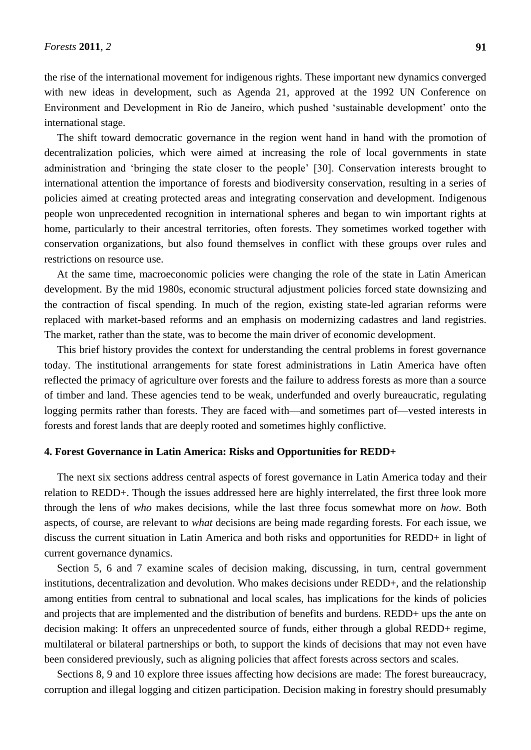the rise of the international movement for indigenous rights. These important new dynamics converged with new ideas in development, such as Agenda 21, approved at the 1992 UN Conference on Environment and Development in Rio de Janeiro, which pushed 'sustainable development' onto the international stage.

The shift toward democratic governance in the region went hand in hand with the promotion of decentralization policies, which were aimed at increasing the role of local governments in state administration and 'bringing the state closer to the people' [30]. Conservation interests brought to international attention the importance of forests and biodiversity conservation, resulting in a series of policies aimed at creating protected areas and integrating conservation and development. Indigenous people won unprecedented recognition in international spheres and began to win important rights at home, particularly to their ancestral territories, often forests. They sometimes worked together with conservation organizations, but also found themselves in conflict with these groups over rules and restrictions on resource use.

At the same time, macroeconomic policies were changing the role of the state in Latin American development. By the mid 1980s, economic structural adjustment policies forced state downsizing and the contraction of fiscal spending. In much of the region, existing state-led agrarian reforms were replaced with market-based reforms and an emphasis on modernizing cadastres and land registries. The market, rather than the state, was to become the main driver of economic development.

This brief history provides the context for understanding the central problems in forest governance today. The institutional arrangements for state forest administrations in Latin America have often reflected the primacy of agriculture over forests and the failure to address forests as more than a source of timber and land. These agencies tend to be weak, underfunded and overly bureaucratic, regulating logging permits rather than forests. They are faced with—and sometimes part of—vested interests in forests and forest lands that are deeply rooted and sometimes highly conflictive.

## 4. Forest Governance in Latin America: Risks and Opportunities for REDD+

The next six sections address central aspects of forest governance in Latin America today and their relation to REDD+. Though the issues addressed here are highly interrelated, the first three look more through the lens of *who* makes decisions, while the last three focus somewhat more on *how*. Both aspects, of course, are relevant to *what* decisions are being made regarding forests. For each issue, we discuss the current situation in Latin America and both risks and opportunities for REDD+ in light of current governance dynamics.

Section 5, 6 and 7 examine scales of decision making, discussing, in turn, central government institutions, decentralization and devolution. Who makes decisions under REDD+, and the relationship among entities from central to subnational and local scales, has implications for the kinds of policies and projects that are implemented and the distribution of benefits and burdens. REDD+ ups the ante on decision making: It offers an unprecedented source of funds, either through a global REDD+ regime, multilateral or bilateral partnerships or both, to support the kinds of decisions that may not even have been considered previously, such as aligning policies that affect forests across sectors and scales.

Sections 8, 9 and 10 explore three issues affecting how decisions are made: The forest bureaucracy, corruption and illegal logging and citizen participation. Decision making in forestry should presumably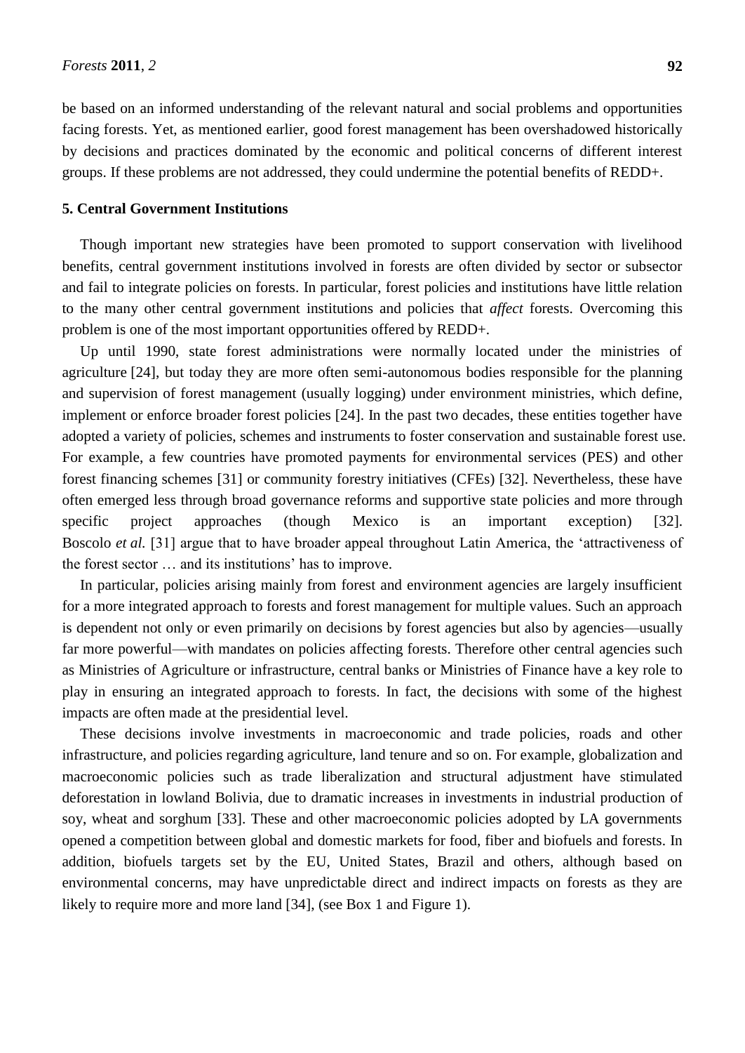be based on an informed understanding of the relevant natural and social problems and opportunities facing forests. Yet, as mentioned earlier, good forest management has been overshadowed historically by decisions and practices dominated by the economic and political concerns of different interest groups. If these problems are not addressed, they could undermine the potential benefits of REDD+.

## 5. Central Government Institutions

Though important new strategies have been promoted to support conservation with livelihood benefits, central government institutions involved in forests are often divided by sector or subsector and fail to integrate policies on forests. In particular, forest policies and institutions have little relation to the many other central government institutions and policies that *affect* forests. Overcoming this problem is one of the most important opportunities offered by REDD+.

Up until 1990, state forest administrations were normally located under the ministries of agriculture [24], but today they are more often semi-autonomous bodies responsible for the planning and supervision of forest management (usually logging) under environment ministries, which define, implement or enforce broader forest policies [24]. In the past two decades, these entities together have adopted a variety of policies, schemes and instruments to foster conservation and sustainable forest use. For example, a few countries have promoted payments for environmental services (PES) and other forest financing schemes [31] or community forestry initiatives (CFEs) [32]. Nevertheless, these have often emerged less through broad governance reforms and supportive state policies and more through specific project approaches (though Mexico is an important exception) [32]. Boscolo *et al.* [31] argue that to have broader appeal throughout Latin America, the 'attractiveness of the forest sector … and its institutions' has to improve.

In particular, policies arising mainly from forest and environment agencies are largely insufficient for a more integrated approach to forests and forest management for multiple values. Such an approach is dependent not only or even primarily on decisions by forest agencies but also by agencies—usually far more powerful—with mandates on policies affecting forests. Therefore other central agencies such as Ministries of Agriculture or infrastructure, central banks or Ministries of Finance have a key role to play in ensuring an integrated approach to forests. In fact, the decisions with some of the highest impacts are often made at the presidential level.

These decisions involve investments in macroeconomic and trade policies, roads and other infrastructure, and policies regarding agriculture, land tenure and so on. For example, globalization and macroeconomic policies such as trade liberalization and structural adjustment have stimulated deforestation in lowland Bolivia, due to dramatic increases in investments in industrial production of soy, wheat and sorghum [33]. These and other macroeconomic policies adopted by LA governments opened a competition between global and domestic markets for food, fiber and biofuels and forests. In addition, biofuels targets set by the EU, United States, Brazil and others, although based on environmental concerns, may have unpredictable direct and indirect impacts on forests as they are likely to require more and more land [34], (see Box 1 and Figure 1).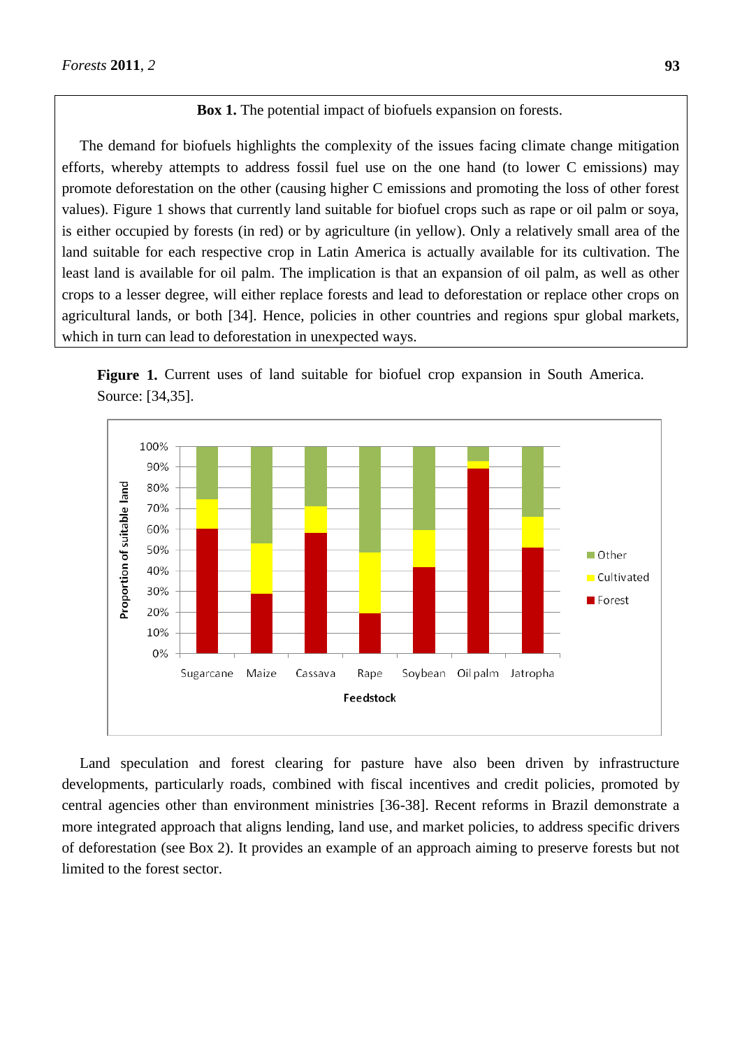**Box 1.** The potential impact of biofuels expansion on forests.

The demand for biofuels highlights the complexity of the issues facing climate change mitigation efforts, whereby attempts to address fossil fuel use on the one hand (to lower C emissions) may promote deforestation on the other (causing higher C emissions and promoting the loss of other forest values). Figure 1 shows that currently land suitable for biofuel crops such as rape or oil palm or soya, is either occupied by forests (in red) or by agriculture (in yellow). Only a relatively small area of the land suitable for each respective crop in Latin America is actually available for its cultivation. The least land is available for oil palm. The implication is that an expansion of oil palm, as well as other crops to a lesser degree, will either replace forests and lead to deforestation or replace other crops on agricultural lands, or both [34]. Hence, policies in other countries and regions spur global markets, which in turn can lead to deforestation in unexpected ways.

**Figure 1.** Current uses of land suitable for biofuel crop expansion in South America. Source: [34,35].

Land speculation and forest clearing for pasture have also been driven by infrastructure developments, particularly roads, combined with fiscal incentives and credit policies, promoted by central agencies other than environment ministries [36-38]. Recent reforms in Brazil demonstrate a more integrated approach that aligns lending, land use, and market policies, to address specific drivers of deforestation (see Box 2). It provides an example of an approach aiming to preserve forests but not limited to the forest sector.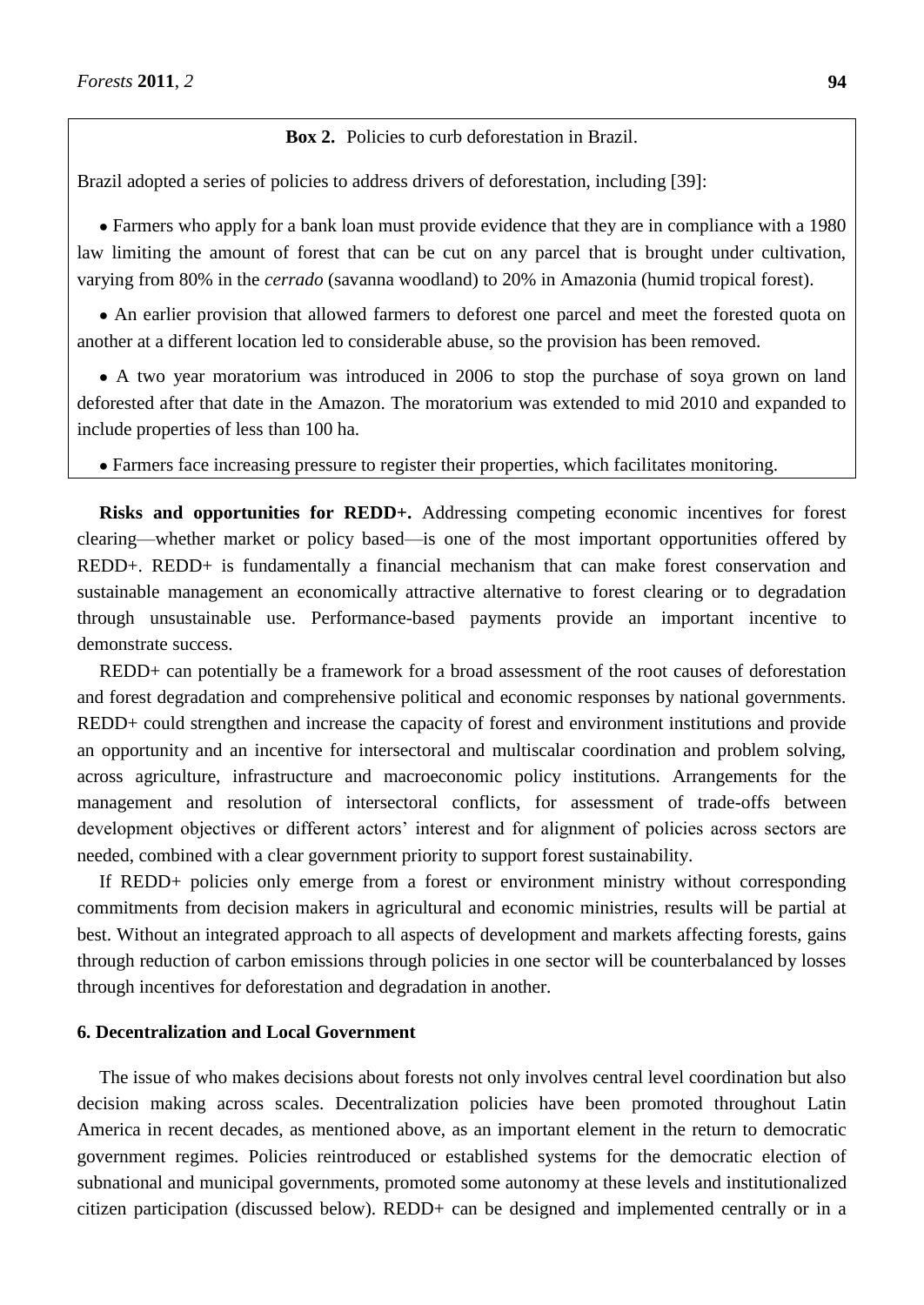**Box 2.** Policies to curb deforestation in Brazil.

Brazil adopted a series of policies to address drivers of deforestation, including [39]:

- Farmers who apply for a bank loan must provide evidence that they are in compliance with a 1980 law limiting the amount of forest that can be cut on any parcel that is brought under cultivation, varying from 80% in the *cerrado* (savanna woodland) to 20% in Amazonia (humid tropical forest).
- An earlier provision that allowed farmers to deforest one parcel and meet the forested quota on another at a different location led to considerable abuse, so the provision has been removed.
- A two year moratorium was introduced in 2006 to stop the purchase of soya grown on land deforested after that date in the Amazon. The moratorium was extended to mid 2010 and expanded to include properties of less than 100 ha.
- Farmers face increasing pressure to register their properties, which facilitates monitoring.

**Risks and opportunities for REDD+.** Addressing competing economic incentives for forest clearing—whether market or policy based—is one of the most important opportunities offered by REDD+. REDD+ is fundamentally a financial mechanism that can make forest conservation and sustainable management an economically attractive alternative to forest clearing or to degradation through unsustainable use. Performance-based payments provide an important incentive to demonstrate success.

REDD+ can potentially be a framework for a broad assessment of the root causes of deforestation and forest degradation and comprehensive political and economic responses by national governments. REDD+ could strengthen and increase the capacity of forest and environment institutions and provide an opportunity and an incentive for intersectoral and multiscalar coordination and problem solving, across agriculture, infrastructure and macroeconomic policy institutions. Arrangements for the management and resolution of intersectoral conflicts, for assessment of trade-offs between development objectives or different actors' interest and for alignment of policies across sectors are needed, combined with a clear government priority to support forest sustainability.

If REDD+ policies only emerge from a forest or environment ministry without corresponding commitments from decision makers in agricultural and economic ministries, results will be partial at best. Without an integrated approach to all aspects of development and markets affecting forests, gains through reduction of carbon emissions through policies in one sector will be counterbalanced by losses through incentives for deforestation and degradation in another.

## 6. Decentralization and Local Government

The issue of who makes decisions about forests not only involves central level coordination but also decision making across scales. Decentralization policies have been promoted throughout Latin America in recent decades, as mentioned above, as an important element in the return to democratic government regimes. Policies reintroduced or established systems for the democratic election of subnational and municipal governments, promoted some autonomy at these levels and institutionalized citizen participation (discussed below). REDD+ can be designed and implemented centrally or in a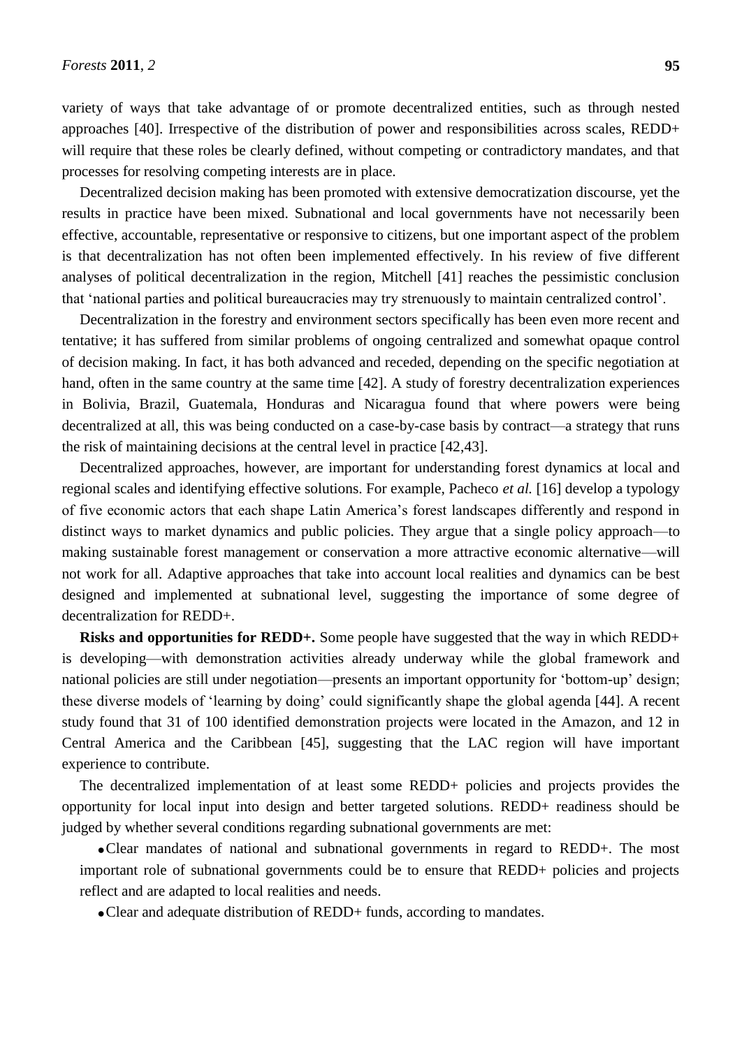variety of ways that take advantage of or promote decentralized entities, such as through nested approaches [40]. Irrespective of the distribution of power and responsibilities across scales, REDD+ will require that these roles be clearly defined, without competing or contradictory mandates, and that processes for resolving competing interests are in place.

Decentralized decision making has been promoted with extensive democratization discourse, yet the results in practice have been mixed. Subnational and local governments have not necessarily been effective, accountable, representative or responsive to citizens, but one important aspect of the problem is that decentralization has not often been implemented effectively. In his review of five different analyses of political decentralization in the region, Mitchell [41] reaches the pessimistic conclusion that 'national parties and political bureaucracies may try strenuously to maintain centralized control'.

Decentralization in the forestry and environment sectors specifically has been even more recent and tentative; it has suffered from similar problems of ongoing centralized and somewhat opaque control of decision making. In fact, it has both advanced and receded, depending on the specific negotiation at hand, often in the same country at the same time [42]. A study of forestry decentralization experiences in Bolivia, Brazil, Guatemala, Honduras and Nicaragua found that where powers were being decentralized at all, this was being conducted on a case-by-case basis by contract—a strategy that runs the risk of maintaining decisions at the central level in practice [42,43].

Decentralized approaches, however, are important for understanding forest dynamics at local and regional scales and identifying effective solutions. For example, Pacheco *et al.* [16] develop a typology of five economic actors that each shape Latin America's forest landscapes differently and respond in distinct ways to market dynamics and public policies. They argue that a single policy approach—to making sustainable forest management or conservation a more attractive economic alternative—will not work for all. Adaptive approaches that take into account local realities and dynamics can be best designed and implemented at subnational level, suggesting the importance of some degree of decentralization for REDD+.

**Risks and opportunities for REDD+.** Some people have suggested that the way in which REDD+ is developing—with demonstration activities already underway while the global framework and national policies are still under negotiation—presents an important opportunity for 'bottom-up' design; these diverse models of 'learning by doing' could significantly shape the global agenda [44]. A recent study found that 31 of 100 identified demonstration projects were located in the Amazon, and 12 in Central America and the Caribbean [45], suggesting that the LAC region will have important experience to contribute.

The decentralized implementation of at least some REDD+ policies and projects provides the opportunity for local input into design and better targeted solutions. REDD+ readiness should be judged by whether several conditions regarding subnational governments are met:

- Clear mandates of national and subnational governments in regard to REDD+. The most important role of subnational governments could be to ensure that REDD+ policies and projects reflect and are adapted to local realities and needs.
- Clear and adequate distribution of REDD+ funds, according to mandates.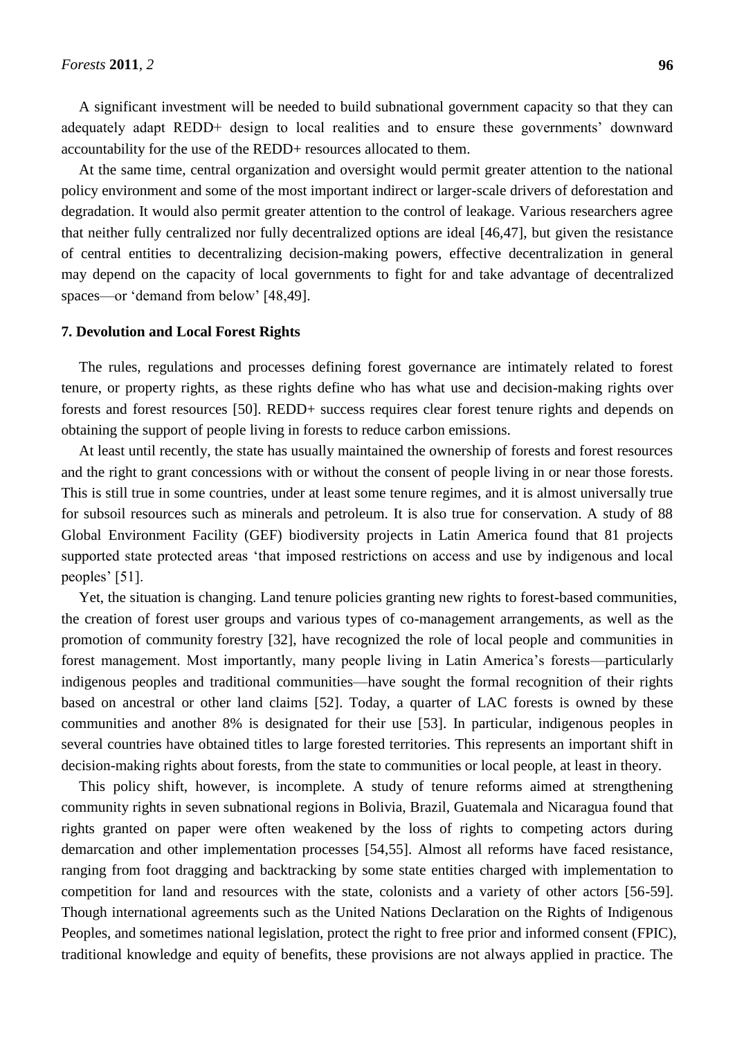A significant investment will be needed to build subnational government capacity so that they can adequately adapt REDD+ design to local realities and to ensure these governments' downward accountability for the use of the REDD+ resources allocated to them.

At the same time, central organization and oversight would permit greater attention to the national policy environment and some of the most important indirect or larger-scale drivers of deforestation and degradation. It would also permit greater attention to the control of leakage. Various researchers agree that neither fully centralized nor fully decentralized options are ideal [46,47], but given the resistance of central entities to decentralizing decision-making powers, effective decentralization in general may depend on the capacity of local governments to fight for and take advantage of decentralized spaces—or 'demand from below' [48,49].

## 7. Devolution and Local Forest Rights

The rules, regulations and processes defining forest governance are intimately related to forest tenure, or property rights, as these rights define who has what use and decision-making rights over forests and forest resources [50]. REDD+ success requires clear forest tenure rights and depends on obtaining the support of people living in forests to reduce carbon emissions.

At least until recently, the state has usually maintained the ownership of forests and forest resources and the right to grant concessions with or without the consent of people living in or near those forests. This is still true in some countries, under at least some tenure regimes, and it is almost universally true for subsoil resources such as minerals and petroleum. It is also true for conservation. A study of 88 Global Environment Facility (GEF) biodiversity projects in Latin America found that 81 projects supported state protected areas 'that imposed restrictions on access and use by indigenous and local peoples' [51].

Yet, the situation is changing. Land tenure policies granting new rights to forest-based communities, the creation of forest user groups and various types of co-management arrangements, as well as the promotion of community forestry [32], have recognized the role of local people and communities in forest management. Most importantly, many people living in Latin America's forests—particularly indigenous peoples and traditional communities—have sought the formal recognition of their rights based on ancestral or other land claims [52]. Today, a quarter of LAC forests is owned by these communities and another 8% is designated for their use [53]. In particular, indigenous peoples in several countries have obtained titles to large forested territories. This represents an important shift in decision-making rights about forests, from the state to communities or local people, at least in theory.

This policy shift, however, is incomplete. A study of tenure reforms aimed at strengthening community rights in seven subnational regions in Bolivia, Brazil, Guatemala and Nicaragua found that rights granted on paper were often weakened by the loss of rights to competing actors during demarcation and other implementation processes [54,55]. Almost all reforms have faced resistance, ranging from foot dragging and backtracking by some state entities charged with implementation to competition for land and resources with the state, colonists and a variety of other actors [56-59]. Though international agreements such as the United Nations Declaration on the Rights of Indigenous Peoples, and sometimes national legislation, protect the right to free prior and informed consent (FPIC), traditional knowledge and equity of benefits, these provisions are not always applied in practice. The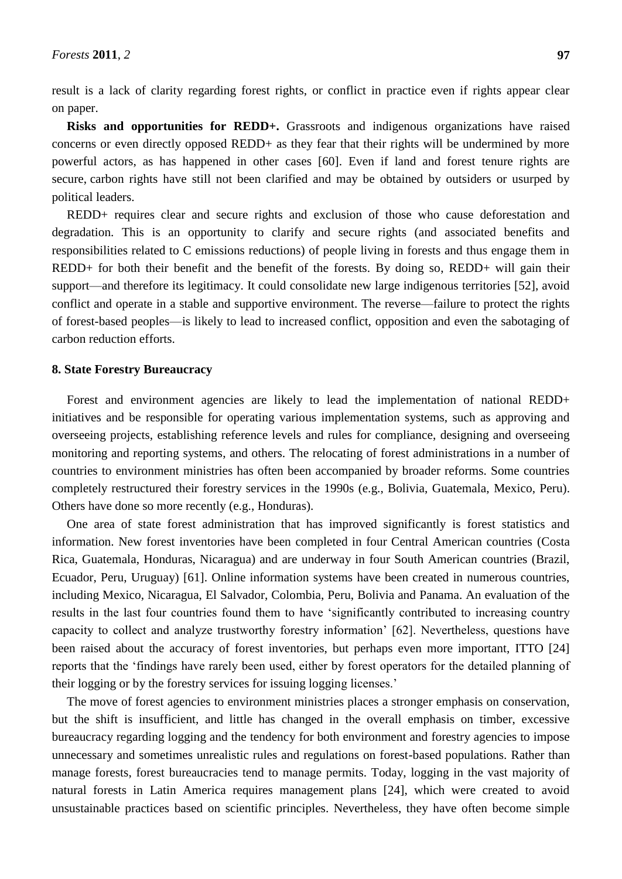result is a lack of clarity regarding forest rights, or conflict in practice even if rights appear clear on paper.

**Risks and opportunities for REDD+.** Grassroots and indigenous organizations have raised concerns or even directly opposed REDD+ as they fear that their rights will be undermined by more powerful actors, as has happened in other cases [60]. Even if land and forest tenure rights are secure, carbon rights have still not been clarified and may be obtained by outsiders or usurped by political leaders.

REDD+ requires clear and secure rights and exclusion of those who cause deforestation and degradation. This is an opportunity to clarify and secure rights (and associated benefits and responsibilities related to C emissions reductions) of people living in forests and thus engage them in REDD+ for both their benefit and the benefit of the forests. By doing so, REDD+ will gain their support—and therefore its legitimacy. It could consolidate new large indigenous territories [52], avoid conflict and operate in a stable and supportive environment. The reverse—failure to protect the rights of forest-based peoples—is likely to lead to increased conflict, opposition and even the sabotaging of carbon reduction efforts.

## 8. State Forestry Bureaucracy

Forest and environment agencies are likely to lead the implementation of national REDD+ initiatives and be responsible for operating various implementation systems, such as approving and overseeing projects, establishing reference levels and rules for compliance, designing and overseeing monitoring and reporting systems, and others. The relocating of forest administrations in a number of countries to environment ministries has often been accompanied by broader reforms. Some countries completely restructured their forestry services in the 1990s (e.g., Bolivia, Guatemala, Mexico, Peru). Others have done so more recently (e.g., Honduras).

One area of state forest administration that has improved significantly is forest statistics and information. New forest inventories have been completed in four Central American countries (Costa Rica, Guatemala, Honduras, Nicaragua) and are underway in four South American countries (Brazil, Ecuador, Peru, Uruguay) [61]. Online information systems have been created in numerous countries, including Mexico, Nicaragua, El Salvador, Colombia, Peru, Bolivia and Panama. An evaluation of the results in the last four countries found them to have 'significantly contributed to increasing country capacity to collect and analyze trustworthy forestry information' [62]. Nevertheless, questions have been raised about the accuracy of forest inventories, but perhaps even more important, ITTO [24] reports that the 'findings have rarely been used, either by forest operators for the detailed planning of their logging or by the forestry services for issuing logging licenses.'

The move of forest agencies to environment ministries places a stronger emphasis on conservation, but the shift is insufficient, and little has changed in the overall emphasis on timber, excessive bureaucracy regarding logging and the tendency for both environment and forestry agencies to impose unnecessary and sometimes unrealistic rules and regulations on forest-based populations. Rather than manage forests, forest bureaucracies tend to manage permits. Today, logging in the vast majority of natural forests in Latin America requires management plans [24], which were created to avoid unsustainable practices based on scientific principles. Nevertheless, they have often become simple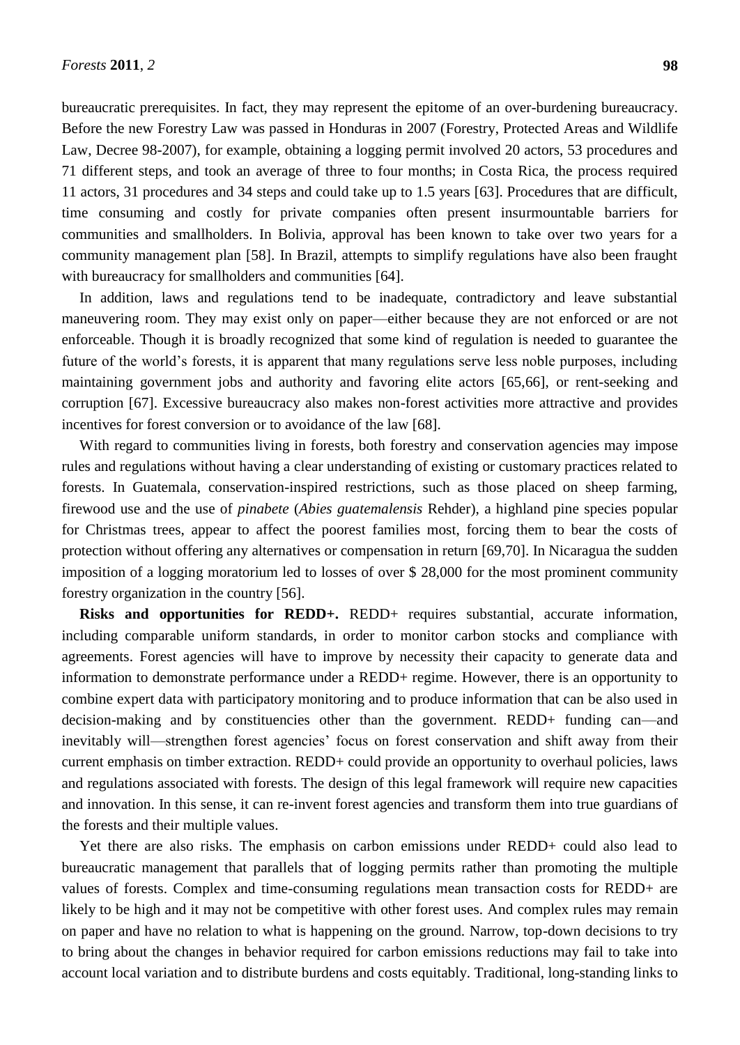bureaucratic prerequisites. In fact, they may represent the epitome of an over-burdening bureaucracy. Before the new Forestry Law was passed in Honduras in 2007 (Forestry, Protected Areas and Wildlife Law, Decree 98-2007), for example, obtaining a logging permit involved 20 actors, 53 procedures and 71 different steps, and took an average of three to four months; in Costa Rica, the process required 11 actors, 31 procedures and 34 steps and could take up to 1.5 years [63]. Procedures that are difficult, time consuming and costly for private companies often present insurmountable barriers for communities and smallholders. In Bolivia, approval has been known to take over two years for a community management plan [58]. In Brazil, attempts to simplify regulations have also been fraught with bureaucracy for smallholders and communities [64].

In addition, laws and regulations tend to be inadequate, contradictory and leave substantial maneuvering room. They may exist only on paper—either because they are not enforced or are not enforceable. Though it is broadly recognized that some kind of regulation is needed to guarantee the future of the world's forests, it is apparent that many regulations serve less noble purposes, including maintaining government jobs and authority and favoring elite actors [65,66], or rent-seeking and corruption [67]. Excessive bureaucracy also makes non-forest activities more attractive and provides incentives for forest conversion or to avoidance of the law [68].

With regard to communities living in forests, both forestry and conservation agencies may impose rules and regulations without having a clear understanding of existing or customary practices related to forests. In Guatemala, conservation-inspired restrictions, such as those placed on sheep farming, firewood use and the use of *pinabete* (*Abies guatemalensis* Rehder), a highland pine species popular for Christmas trees, appear to affect the poorest families most, forcing them to bear the costs of protection without offering any alternatives or compensation in return [69,70]. In Nicaragua the sudden imposition of a logging moratorium led to losses of over $ 28,000 for the most prominent community forestry organization in the country [56].

**Risks and opportunities for REDD+.** REDD+ requires substantial, accurate information, including comparable uniform standards, in order to monitor carbon stocks and compliance with agreements. Forest agencies will have to improve by necessity their capacity to generate data and information to demonstrate performance under a REDD+ regime. However, there is an opportunity to combine expert data with participatory monitoring and to produce information that can be also used in decision-making and by constituencies other than the government. REDD+ funding can—and inevitably will—strengthen forest agencies' focus on forest conservation and shift away from their current emphasis on timber extraction. REDD+ could provide an opportunity to overhaul policies, laws and regulations associated with forests. The design of this legal framework will require new capacities and innovation. In this sense, it can re-invent forest agencies and transform them into true guardians of the forests and their multiple values.

Yet there are also risks. The emphasis on carbon emissions under REDD+ could also lead to bureaucratic management that parallels that of logging permits rather than promoting the multiple values of forests. Complex and time-consuming regulations mean transaction costs for REDD+ are likely to be high and it may not be competitive with other forest uses. And complex rules may remain on paper and have no relation to what is happening on the ground. Narrow, top-down decisions to try to bring about the changes in behavior required for carbon emissions reductions may fail to take into account local variation and to distribute burdens and costs equitably. Traditional, long-standing links to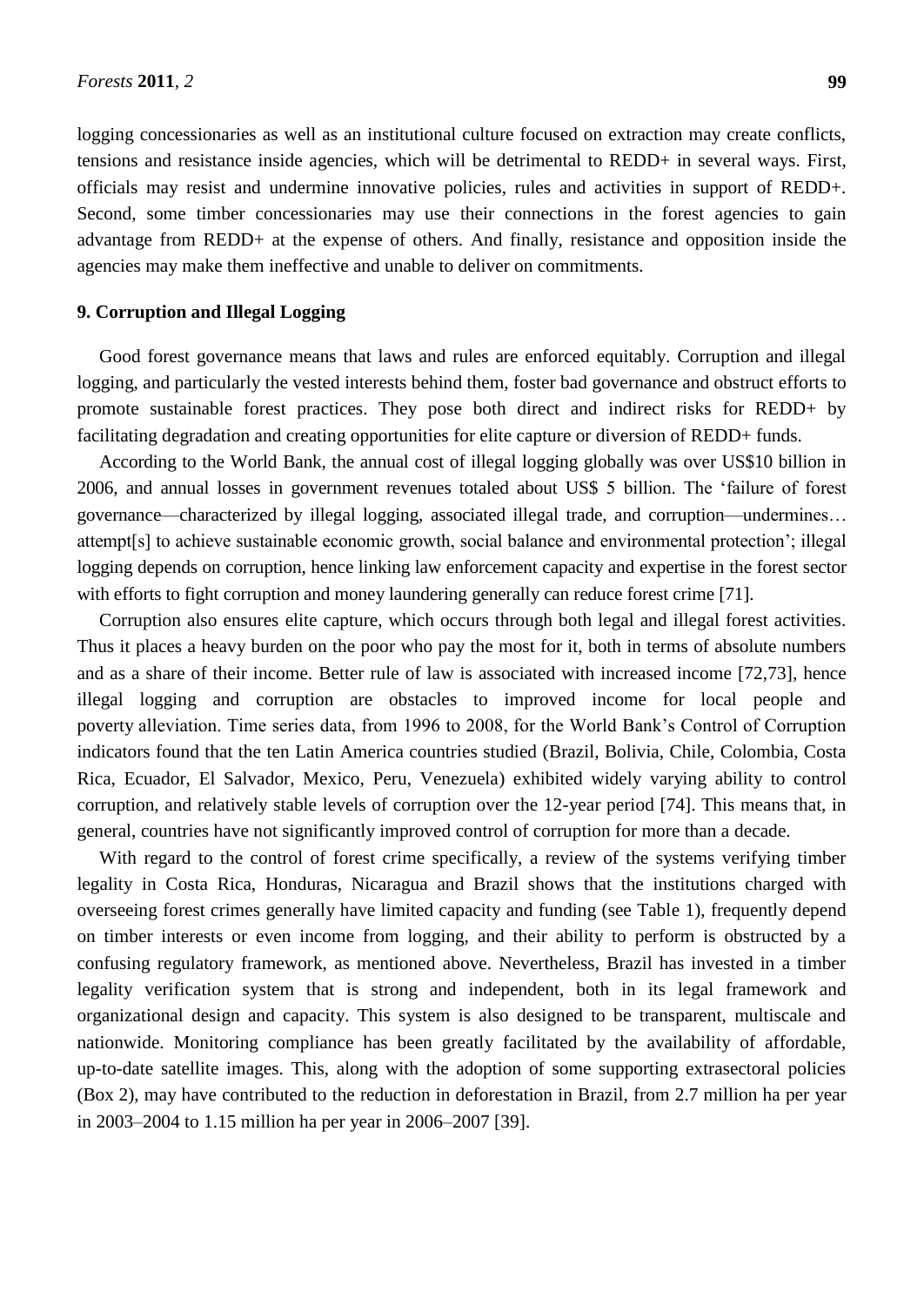logging concessionaries as well as an institutional culture focused on extraction may create conflicts, tensions and resistance inside agencies, which will be detrimental to REDD+ in several ways. First, officials may resist and undermine innovative policies, rules and activities in support of REDD+. Second, some timber concessionaries may use their connections in the forest agencies to gain advantage from REDD+ at the expense of others. And finally, resistance and opposition inside the agencies may make them ineffective and unable to deliver on commitments.

## 9. Corruption and Illegal Logging

Good forest governance means that laws and rules are enforced equitably. Corruption and illegal logging, and particularly the vested interests behind them, foster bad governance and obstruct efforts to promote sustainable forest practices. They pose both direct and indirect risks for REDD+ by facilitating degradation and creating opportunities for elite capture or diversion of REDD+ funds.

According to the World Bank, the annual cost of illegal logging globally was over US$10 billion in 2006, and annual losses in government revenues totaled about US$ 5 billion. The 'failure of forest governance—characterized by illegal logging, associated illegal trade, and corruption—undermines… attempt[s] to achieve sustainable economic growth, social balance and environmental protection'; illegal logging depends on corruption, hence linking law enforcement capacity and expertise in the forest sector with efforts to fight corruption and money laundering generally can reduce forest crime [71].

Corruption also ensures elite capture, which occurs through both legal and illegal forest activities. Thus it places a heavy burden on the poor who pay the most for it, both in terms of absolute numbers and as a share of their income. Better rule of law is associated with increased income [72,73], hence illegal logging and corruption are obstacles to improved income for local people and poverty alleviation. Time series data, from 1996 to 2008, for the World Bank's Control of Corruption indicators found that the ten Latin America countries studied (Brazil, Bolivia, Chile, Colombia, Costa Rica, Ecuador, El Salvador, Mexico, Peru, Venezuela) exhibited widely varying ability to control corruption, and relatively stable levels of corruption over the 12-year period [74]. This means that, in general, countries have not significantly improved control of corruption for more than a decade.

With regard to the control of forest crime specifically, a review of the systems verifying timber legality in Costa Rica, Honduras, Nicaragua and Brazil shows that the institutions charged with overseeing forest crimes generally have limited capacity and funding (see Table 1), frequently depend on timber interests or even income from logging, and their ability to perform is obstructed by a confusing regulatory framework, as mentioned above. Nevertheless, Brazil has invested in a timber legality verification system that is strong and independent, both in its legal framework and organizational design and capacity. This system is also designed to be transparent, multiscale and nationwide. Monitoring compliance has been greatly facilitated by the availability of affordable, up-to-date satellite images. This, along with the adoption of some supporting extrasectoral policies (Box 2), may have contributed to the reduction in deforestation in Brazil, from 2.7 million ha per year in 2003–2004 to 1.15 million ha per year in 2006–2007 [39].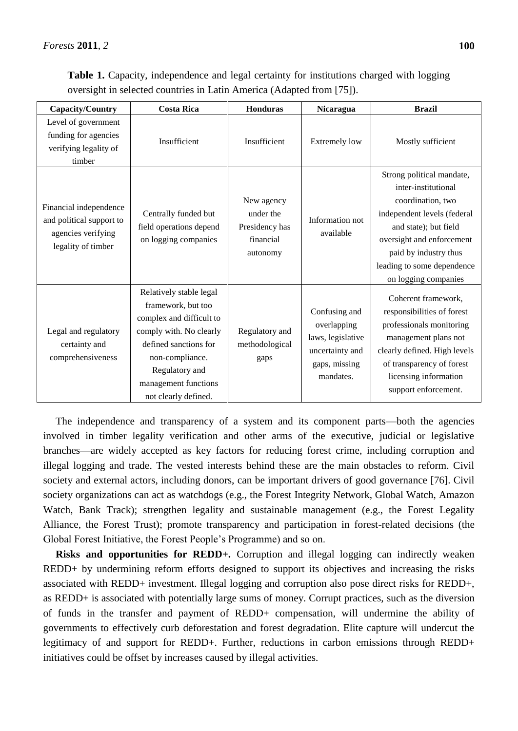**Table 1.** Capacity, independence and legal certainty for institutions charged with logging oversight in selected countries in Latin America (Adapted from [75]).

| Capacity/Country | Costa Rica | Honduras | Nicaragua | Brazil |
|---|---|---|---|---|
| Level of government funding for agencies verifying legality of timber | Insufficient | Insufficient | Extremely low | Mostly sufficient |
| Financial independence and political support to agencies verifying legality of timber | Centrally funded but field operations depend on logging companies | New agency under the Presidency has financial autonomy | Information not available | Strong political mandate, inter-institutional coordination, two independent levels (federal and state); but field oversight and enforcement paid by industry thus leading to some dependence on logging companies |
| Legal and regulatory certainty and comprehensiveness | Relatively stable legal framework, but too complex and difficult to comply with. No clearly defined sanctions for non-compliance. Regulatory and management functions not clearly defined. | Regulatory and methodological gaps | Confusing and overlapping laws, legislative uncertainty and gaps, missing mandates. | Coherent framework, responsibilities of forest professionals monitoring management plans not clearly defined. High levels of transparency of forest licensing information support enforcement. |

The independence and transparency of a system and its component parts—both the agencies involved in timber legality verification and other arms of the executive, judicial or legislative branches—are widely accepted as key factors for reducing forest crime, including corruption and illegal logging and trade. The vested interests behind these are the main obstacles to reform. Civil society and external actors, including donors, can be important drivers of good governance [76]. Civil society organizations can act as watchdogs (e.g., the Forest Integrity Network, Global Watch, Amazon Watch, Bank Track); strengthen legality and sustainable management (e.g., the Forest Legality Alliance, the Forest Trust); promote transparency and participation in forest-related decisions (the Global Forest Initiative, the Forest People's Programme) and so on.

**Risks and opportunities for REDD+.** Corruption and illegal logging can indirectly weaken REDD+ by undermining reform efforts designed to support its objectives and increasing the risks associated with REDD+ investment. Illegal logging and corruption also pose direct risks for REDD+, as REDD+ is associated with potentially large sums of money. Corrupt practices, such as the diversion of funds in the transfer and payment of REDD+ compensation, will undermine the ability of governments to effectively curb deforestation and forest degradation. Elite capture will undercut the legitimacy of and support for REDD+. Further, reductions in carbon emissions through REDD+ initiatives could be offset by increases caused by illegal activities.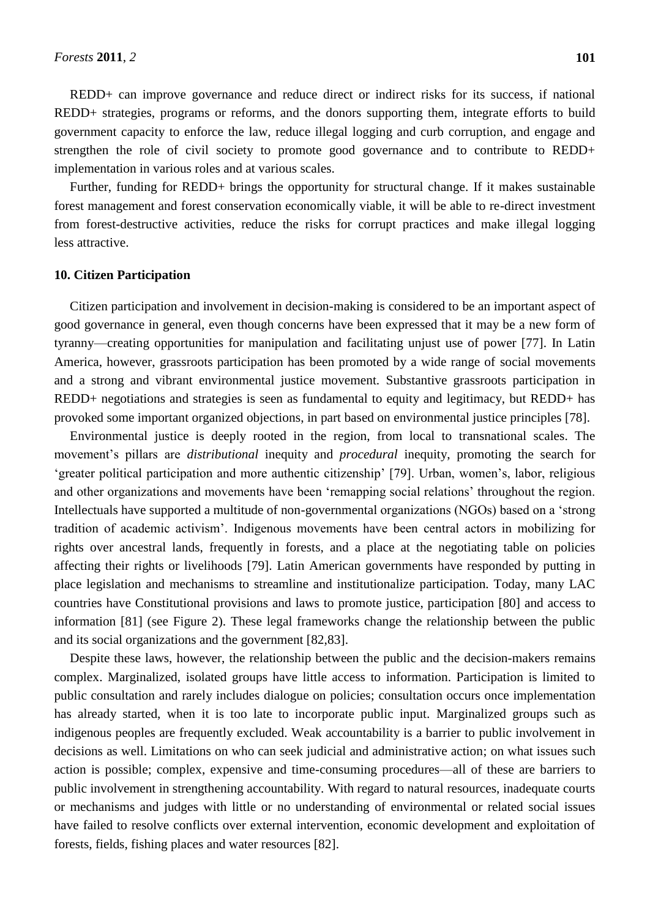REDD+ can improve governance and reduce direct or indirect risks for its success, if national REDD+ strategies, programs or reforms, and the donors supporting them, integrate efforts to build government capacity to enforce the law, reduce illegal logging and curb corruption, and engage and strengthen the role of civil society to promote good governance and to contribute to REDD+ implementation in various roles and at various scales.

Further, funding for REDD+ brings the opportunity for structural change. If it makes sustainable forest management and forest conservation economically viable, it will be able to re-direct investment from forest-destructive activities, reduce the risks for corrupt practices and make illegal logging less attractive.

## 10. Citizen Participation

Citizen participation and involvement in decision-making is considered to be an important aspect of good governance in general, even though concerns have been expressed that it may be a new form of tyranny—creating opportunities for manipulation and facilitating unjust use of power [77]. In Latin America, however, grassroots participation has been promoted by a wide range of social movements and a strong and vibrant environmental justice movement. Substantive grassroots participation in REDD+ negotiations and strategies is seen as fundamental to equity and legitimacy, but REDD+ has provoked some important organized objections, in part based on environmental justice principles [78].

Environmental justice is deeply rooted in the region, from local to transnational scales. The movement's pillars are *distributional* inequity and *procedural* inequity, promoting the search for 'greater political participation and more authentic citizenship' [79]. Urban, women's, labor, religious and other organizations and movements have been 'remapping social relations' throughout the region. Intellectuals have supported a multitude of non-governmental organizations (NGOs) based on a 'strong tradition of academic activism'. Indigenous movements have been central actors in mobilizing for rights over ancestral lands, frequently in forests, and a place at the negotiating table on policies affecting their rights or livelihoods [79]. Latin American governments have responded by putting in place legislation and mechanisms to streamline and institutionalize participation. Today, many LAC countries have Constitutional provisions and laws to promote justice, participation [80] and access to information [81] (see Figure 2). These legal frameworks change the relationship between the public and its social organizations and the government [82,83].

Despite these laws, however, the relationship between the public and the decision-makers remains complex. Marginalized, isolated groups have little access to information. Participation is limited to public consultation and rarely includes dialogue on policies; consultation occurs once implementation has already started, when it is too late to incorporate public input. Marginalized groups such as indigenous peoples are frequently excluded. Weak accountability is a barrier to public involvement in decisions as well. Limitations on who can seek judicial and administrative action; on what issues such action is possible; complex, expensive and time-consuming procedures—all of these are barriers to public involvement in strengthening accountability. With regard to natural resources, inadequate courts or mechanisms and judges with little or no understanding of environmental or related social issues have failed to resolve conflicts over external intervention, economic development and exploitation of forests, fields, fishing places and water resources [82].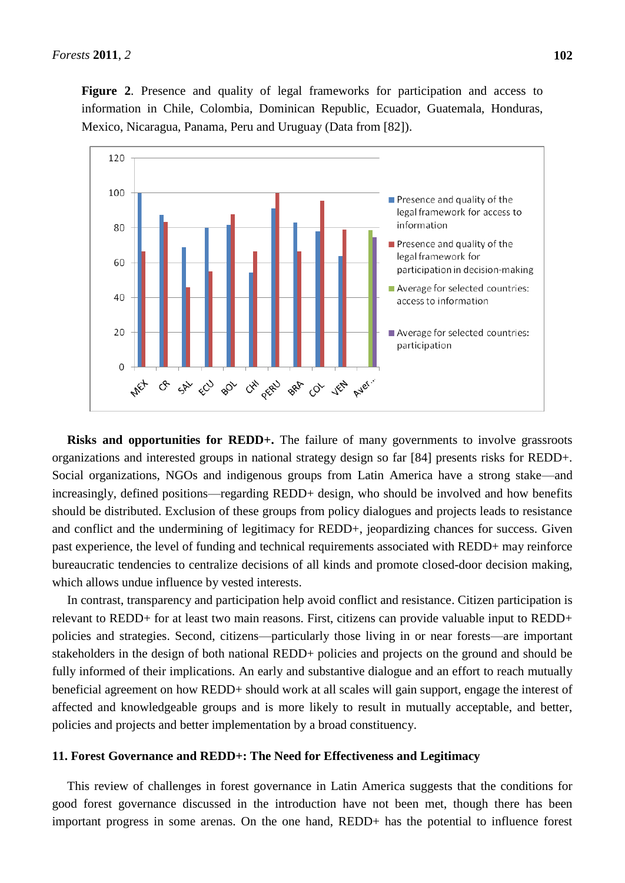**Figure 2**. Presence and quality of legal frameworks for participation and access to information in Chile, Colombia, Dominican Republic, Ecuador, Guatemala, Honduras, Mexico, Nicaragua, Panama, Peru and Uruguay (Data from [82]).

**Risks and opportunities for REDD+.** The failure of many governments to involve grassroots organizations and interested groups in national strategy design so far [84] presents risks for REDD+. Social organizations, NGOs and indigenous groups from Latin America have a strong stake—and increasingly, defined positions—regarding REDD+ design, who should be involved and how benefits should be distributed. Exclusion of these groups from policy dialogues and projects leads to resistance and conflict and the undermining of legitimacy for REDD+, jeopardizing chances for success. Given past experience, the level of funding and technical requirements associated with REDD+ may reinforce bureaucratic tendencies to centralize decisions of all kinds and promote closed-door decision making, which allows undue influence by vested interests.

In contrast, transparency and participation help avoid conflict and resistance. Citizen participation is relevant to REDD+ for at least two main reasons. First, citizens can provide valuable input to REDD+ policies and strategies. Second, citizens—particularly those living in or near forests—are important stakeholders in the design of both national REDD+ policies and projects on the ground and should be fully informed of their implications. An early and substantive dialogue and an effort to reach mutually beneficial agreement on how REDD+ should work at all scales will gain support, engage the interest of affected and knowledgeable groups and is more likely to result in mutually acceptable, and better, policies and projects and better implementation by a broad constituency.

## 11. Forest Governance and REDD+: The Need for Effectiveness and Legitimacy

This review of challenges in forest governance in Latin America suggests that the conditions for good forest governance discussed in the introduction have not been met, though there has been important progress in some arenas. On the one hand, REDD+ has the potential to influence forest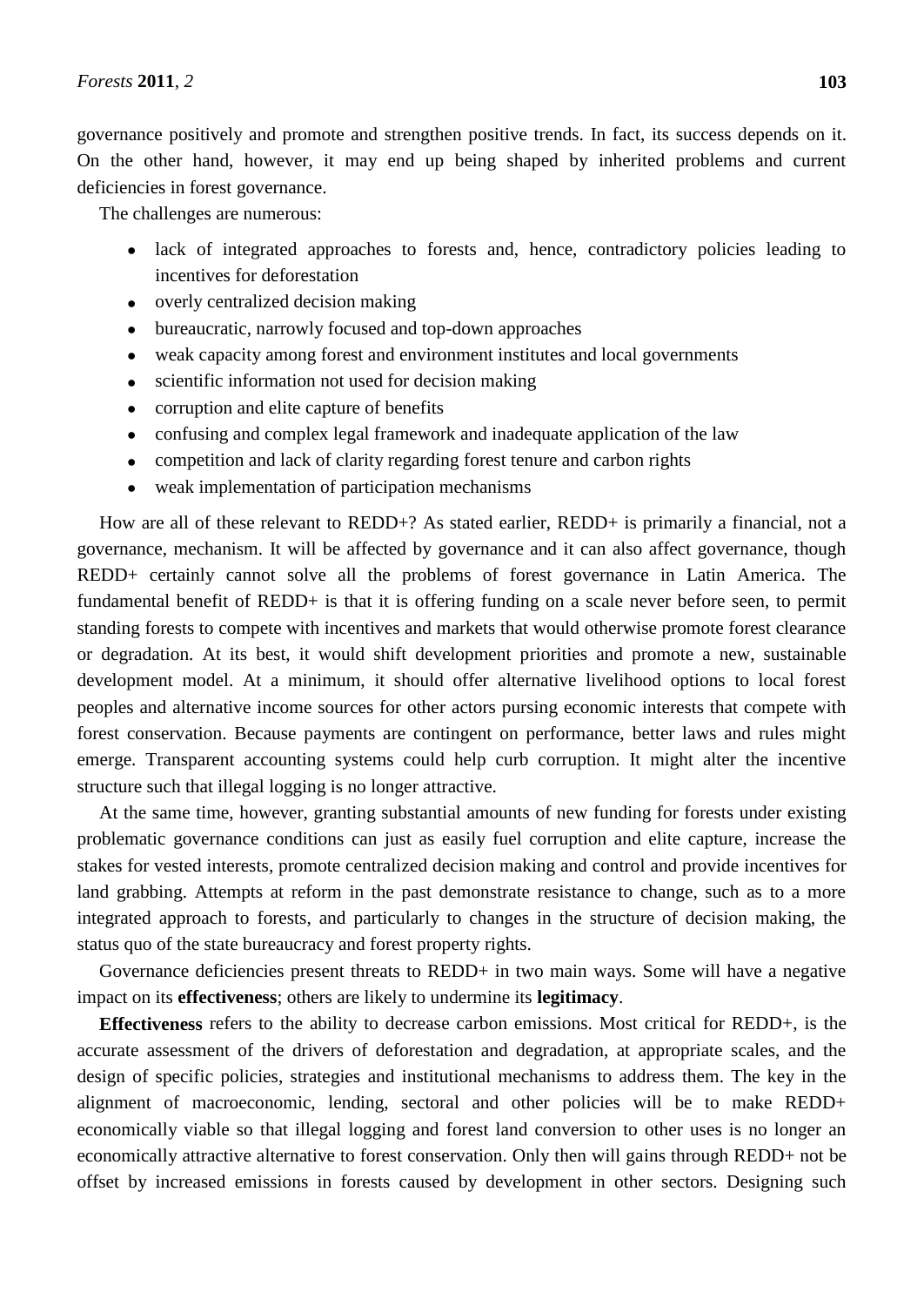governance positively and promote and strengthen positive trends. In fact, its success depends on it. On the other hand, however, it may end up being shaped by inherited problems and current deficiencies in forest governance.

The challenges are numerous:

- lack of integrated approaches to forests and, hence, contradictory policies leading to incentives for deforestation
- overly centralized decision making
- bureaucratic, narrowly focused and top-down approaches
- weak capacity among forest and environment institutes and local governments
- scientific information not used for decision making
- corruption and elite capture of benefits
- confusing and complex legal framework and inadequate application of the law
- competition and lack of clarity regarding forest tenure and carbon rights
- weak implementation of participation mechanisms

How are all of these relevant to REDD+? As stated earlier, REDD+ is primarily a financial, not a governance, mechanism. It will be affected by governance and it can also affect governance, though REDD+ certainly cannot solve all the problems of forest governance in Latin America. The fundamental benefit of REDD+ is that it is offering funding on a scale never before seen, to permit standing forests to compete with incentives and markets that would otherwise promote forest clearance or degradation. At its best, it would shift development priorities and promote a new, sustainable development model. At a minimum, it should offer alternative livelihood options to local forest peoples and alternative income sources for other actors pursing economic interests that compete with forest conservation. Because payments are contingent on performance, better laws and rules might emerge. Transparent accounting systems could help curb corruption. It might alter the incentive structure such that illegal logging is no longer attractive.

At the same time, however, granting substantial amounts of new funding for forests under existing problematic governance conditions can just as easily fuel corruption and elite capture, increase the stakes for vested interests, promote centralized decision making and control and provide incentives for land grabbing. Attempts at reform in the past demonstrate resistance to change, such as to a more integrated approach to forests, and particularly to changes in the structure of decision making, the status quo of the state bureaucracy and forest property rights.

Governance deficiencies present threats to REDD+ in two main ways. Some will have a negative impact on its **effectiveness**; others are likely to undermine its **legitimacy**.

**Effectiveness** refers to the ability to decrease carbon emissions. Most critical for REDD+, is the accurate assessment of the drivers of deforestation and degradation, at appropriate scales, and the design of specific policies, strategies and institutional mechanisms to address them. The key in the alignment of macroeconomic, lending, sectoral and other policies will be to make REDD+ economically viable so that illegal logging and forest land conversion to other uses is no longer an economically attractive alternative to forest conservation. Only then will gains through REDD+ not be offset by increased emissions in forests caused by development in other sectors. Designing such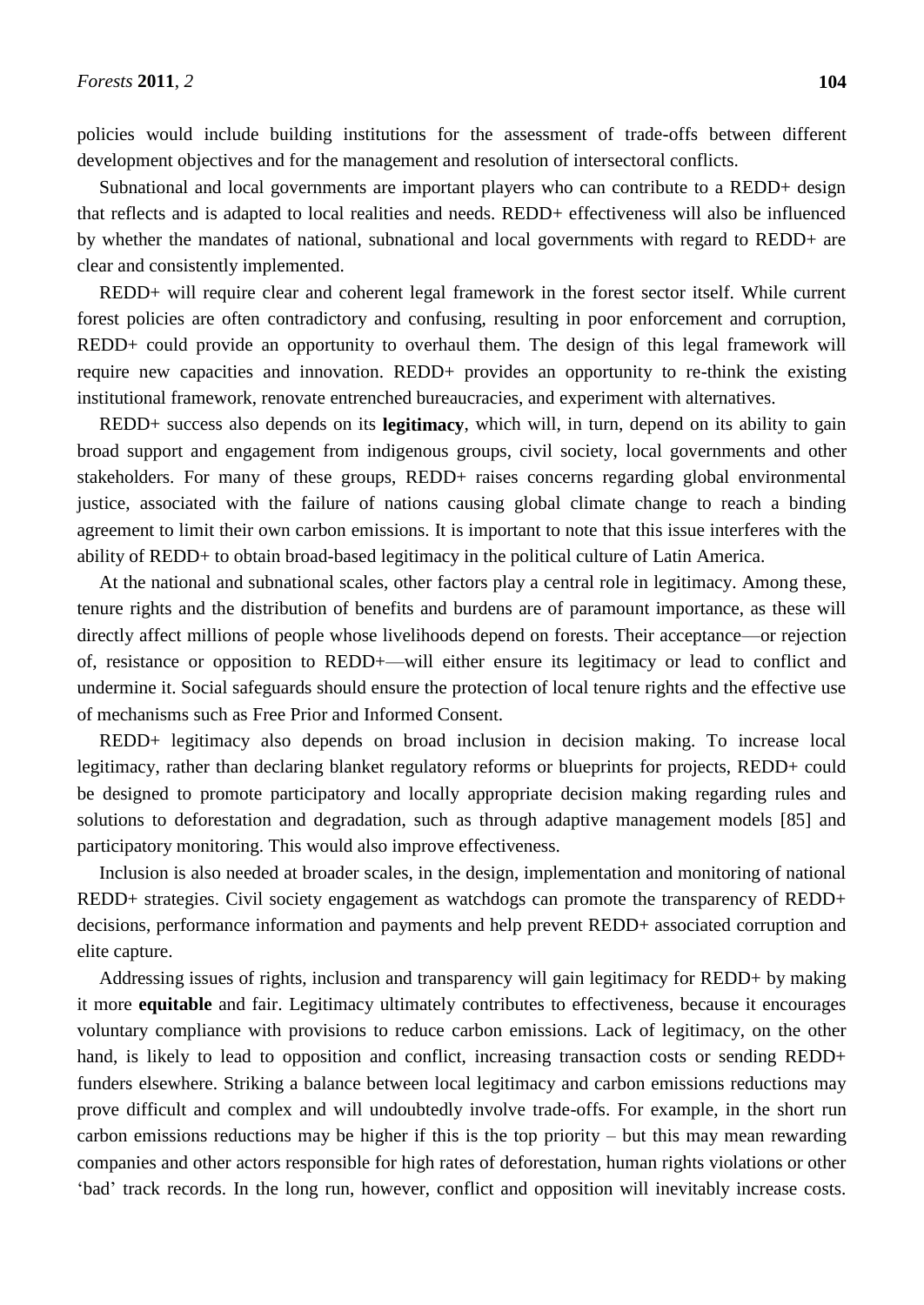policies would include building institutions for the assessment of trade-offs between different development objectives and for the management and resolution of intersectoral conflicts.

Subnational and local governments are important players who can contribute to a REDD+ design that reflects and is adapted to local realities and needs. REDD+ effectiveness will also be influenced by whether the mandates of national, subnational and local governments with regard to REDD+ are clear and consistently implemented.

REDD+ will require clear and coherent legal framework in the forest sector itself. While current forest policies are often contradictory and confusing, resulting in poor enforcement and corruption, REDD+ could provide an opportunity to overhaul them. The design of this legal framework will require new capacities and innovation. REDD+ provides an opportunity to re-think the existing institutional framework, renovate entrenched bureaucracies, and experiment with alternatives.

REDD+ success also depends on its **legitimacy**, which will, in turn, depend on its ability to gain broad support and engagement from indigenous groups, civil society, local governments and other stakeholders. For many of these groups, REDD+ raises concerns regarding global environmental justice, associated with the failure of nations causing global climate change to reach a binding agreement to limit their own carbon emissions. It is important to note that this issue interferes with the ability of REDD+ to obtain broad-based legitimacy in the political culture of Latin America.

At the national and subnational scales, other factors play a central role in legitimacy. Among these, tenure rights and the distribution of benefits and burdens are of paramount importance, as these will directly affect millions of people whose livelihoods depend on forests. Their acceptance—or rejection of, resistance or opposition to REDD+—will either ensure its legitimacy or lead to conflict and undermine it. Social safeguards should ensure the protection of local tenure rights and the effective use of mechanisms such as Free Prior and Informed Consent.

REDD+ legitimacy also depends on broad inclusion in decision making. To increase local legitimacy, rather than declaring blanket regulatory reforms or blueprints for projects, REDD+ could be designed to promote participatory and locally appropriate decision making regarding rules and solutions to deforestation and degradation, such as through adaptive management models [85] and participatory monitoring. This would also improve effectiveness.

Inclusion is also needed at broader scales, in the design, implementation and monitoring of national REDD+ strategies. Civil society engagement as watchdogs can promote the transparency of REDD+ decisions, performance information and payments and help prevent REDD+ associated corruption and elite capture.

Addressing issues of rights, inclusion and transparency will gain legitimacy for REDD+ by making it more **equitable** and fair. Legitimacy ultimately contributes to effectiveness, because it encourages voluntary compliance with provisions to reduce carbon emissions. Lack of legitimacy, on the other hand, is likely to lead to opposition and conflict, increasing transaction costs or sending REDD+ funders elsewhere. Striking a balance between local legitimacy and carbon emissions reductions may prove difficult and complex and will undoubtedly involve trade-offs. For example, in the short run carbon emissions reductions may be higher if this is the top priority – but this may mean rewarding companies and other actors responsible for high rates of deforestation, human rights violations or other 'bad' track records. In the long run, however, conflict and opposition will inevitably increase costs.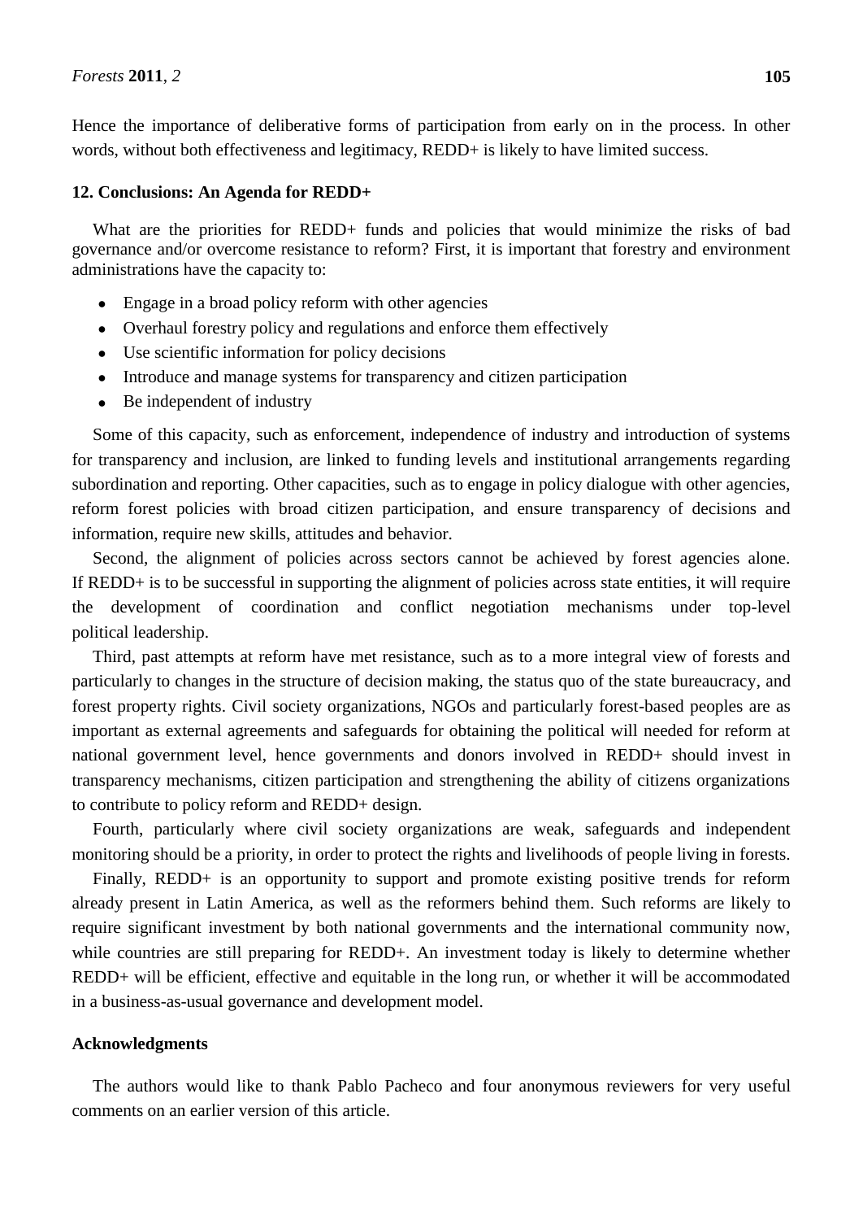Hence the importance of deliberative forms of participation from early on in the process. In other words, without both effectiveness and legitimacy, REDD+ is likely to have limited success.

## 12. Conclusions: An Agenda for REDD+

What are the priorities for REDD+ funds and policies that would minimize the risks of bad governance and/or overcome resistance to reform? First, it is important that forestry and environment administrations have the capacity to:

- Engage in a broad policy reform with other agencies
- Overhaul forestry policy and regulations and enforce them effectively
- Use scientific information for policy decisions
- Introduce and manage systems for transparency and citizen participation
- Be independent of industry

Some of this capacity, such as enforcement, independence of industry and introduction of systems for transparency and inclusion, are linked to funding levels and institutional arrangements regarding subordination and reporting. Other capacities, such as to engage in policy dialogue with other agencies, reform forest policies with broad citizen participation, and ensure transparency of decisions and information, require new skills, attitudes and behavior.

Second, the alignment of policies across sectors cannot be achieved by forest agencies alone. If REDD+ is to be successful in supporting the alignment of policies across state entities, it will require the development of coordination and conflict negotiation mechanisms under top-level political leadership.

Third, past attempts at reform have met resistance, such as to a more integral view of forests and particularly to changes in the structure of decision making, the status quo of the state bureaucracy, and forest property rights. Civil society organizations, NGOs and particularly forest-based peoples are as important as external agreements and safeguards for obtaining the political will needed for reform at national government level, hence governments and donors involved in REDD+ should invest in transparency mechanisms, citizen participation and strengthening the ability of citizens organizations to contribute to policy reform and REDD+ design.

Fourth, particularly where civil society organizations are weak, safeguards and independent monitoring should be a priority, in order to protect the rights and livelihoods of people living in forests.

Finally, REDD+ is an opportunity to support and promote existing positive trends for reform already present in Latin America, as well as the reformers behind them. Such reforms are likely to require significant investment by both national governments and the international community now, while countries are still preparing for REDD+. An investment today is likely to determine whether REDD+ will be efficient, effective and equitable in the long run, or whether it will be accommodated in a business-as-usual governance and development model.

## Acknowledgments

The authors would like to thank Pablo Pacheco and four anonymous reviewers for very useful comments on an earlier version of this article.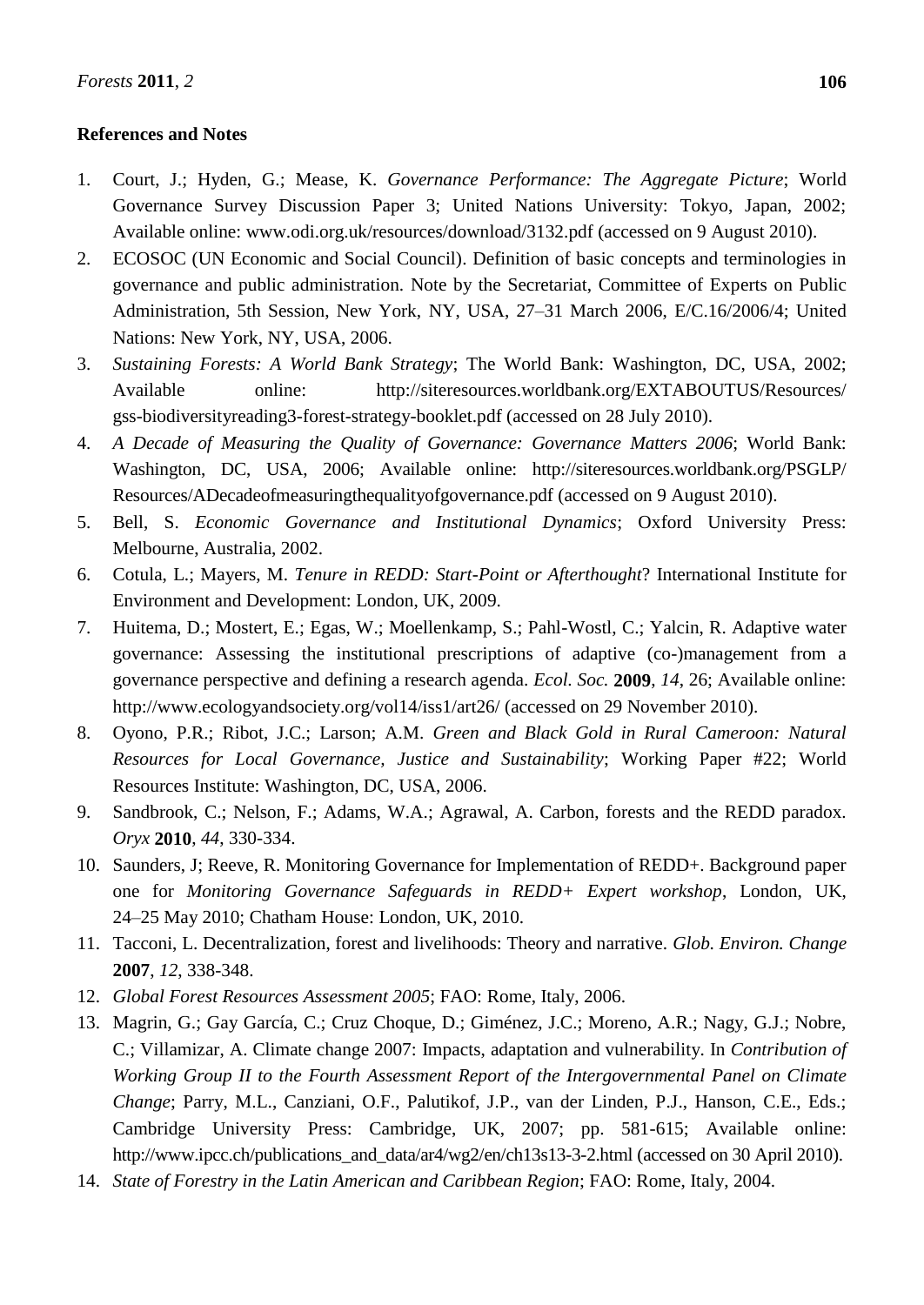## References and Notes

1. Court, J.; Hyden, G.; Mease, K. *Governance Performance: The Aggregate Picture*; World Governance Survey Discussion Paper 3; United Nations University: Tokyo, Japan, 2002; Available online: www.odi.org.uk/resources/download/3132.pdf (accessed on 9 August 2010).
2. ECOSOC (UN Economic and Social Council). Definition of basic concepts and terminologies in governance and public administration. Note by the Secretariat, Committee of Experts on Public Administration, 5th Session, New York, NY, USA, 27–31 March 2006, E/C.16/2006/4; United Nations: New York, NY, USA, 2006.
3. *Sustaining Forests: A World Bank Strategy*; The World Bank: Washington, DC, USA, 2002; Available online: http://siteresources.worldbank.org/EXTABOUTUS/Resources/gss-biodiversityreading3-forest-strategy-booklet.pdf (accessed on 28 July 2010).
4. *A Decade of Measuring the Quality of Governance: Governance Matters 2006*; World Bank: Washington, DC, USA, 2006; Available online: http://siteresources.worldbank.org/PSGLP/Resources/ADecadeofmeasuringthequalityofgovernance.pdf (accessed on 9 August 2010).
5. Bell, S. *Economic Governance and Institutional Dynamics*; Oxford University Press: Melbourne, Australia, 2002.
6. Cotula, L.; Mayers, M. *Tenure in REDD: Start-Point or Afterthought*? International Institute for Environment and Development: London, UK, 2009.
7. Huitema, D.; Mostert, E.; Egas, W.; Moellenkamp, S.; Pahl-Wostl, C.; Yalcin, R. Adaptive water governance: Assessing the institutional prescriptions of adaptive (co-)management from a governance perspective and defining a research agenda. *Ecol. Soc.* **2009**, *14*, 26; Available online: http://www.ecologyandsociety.org/vol14/iss1/art26/ (accessed on 29 November 2010).
8. Oyono, P.R.; Ribot, J.C.; Larson; A.M. *Green and Black Gold in Rural Cameroon: Natural Resources for Local Governance, Justice and Sustainability*; Working Paper #22; World Resources Institute: Washington, DC, USA, 2006.
9. Sandbrook, C.; Nelson, F.; Adams, W.A.; Agrawal, A. Carbon, forests and the REDD paradox. *Oryx* **2010**, *44*, 330-334.
10. Saunders, J; Reeve, R. Monitoring Governance for Implementation of REDD+. Background paper one for *Monitoring Governance Safeguards in REDD+ Expert workshop*, London, UK, 24–25 May 2010; Chatham House: London, UK, 2010.
11. Tacconi, L. Decentralization, forest and livelihoods: Theory and narrative. *Glob. Environ. Change* **2007**, *12*, 338-348.
12. *Global Forest Resources Assessment 2005*; FAO: Rome, Italy, 2006.
13. Magrin, G.; Gay García, C.; Cruz Choque, D.; Giménez, J.C.; Moreno, A.R.; Nagy, G.J.; Nobre, C.; Villamizar, A. Climate change 2007: Impacts, adaptation and vulnerability. In *Contribution of Working Group II to the Fourth Assessment Report of the Intergovernmental Panel on Climate Change*; Parry, M.L., Canziani, O.F., Palutikof, J.P., van der Linden, P.J., Hanson, C.E., Eds.; Cambridge University Press: Cambridge, UK, 2007; pp. 581-615; Available online: http://www.ipcc.ch/publications_and_data/ar4/wg2/en/ch13s13-3-2.html (accessed on 30 April 2010).
14. *State of Forestry in the Latin American and Caribbean Region*; FAO: Rome, Italy, 2004.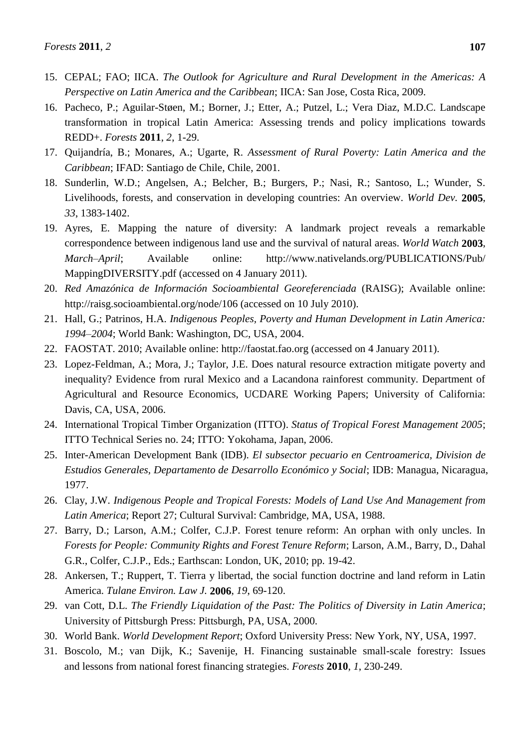15. CEPAL; FAO; IICA. *The Outlook for Agriculture and Rural Development in the Americas: A Perspective on Latin America and the Caribbean*; IICA: San Jose, Costa Rica, 2009.
16. Pacheco, P.; Aguilar-Støen, M.; Borner, J.; Etter, A.; Putzel, L.; Vera Diaz, M.D.C. Landscape transformation in tropical Latin America: Assessing trends and policy implications towards REDD+. *Forests* **2011**, *2*, 1-29.
17. Quijandría, B.; Monares, A.; Ugarte, R. *Assessment of Rural Poverty: Latin America and the Caribbean*; IFAD: Santiago de Chile, Chile, 2001.
18. Sunderlin, W.D.; Angelsen, A.; Belcher, B.; Burgers, P.; Nasi, R.; Santoso, L.; Wunder, S. Livelihoods, forests, and conservation in developing countries: An overview. *World Dev.* **2005**, *33*, 1383-1402.
19. Ayres, E. Mapping the nature of diversity: A landmark project reveals a remarkable correspondence between indigenous land use and the survival of natural areas. *World Watch* **2003**, *March–April*; Available online: http://www.nativelands.org/PUBLICATIONS/Pub/MappingDIVERSITY.pdf (accessed on 4 January 2011).
20. *Red Amazónica de Información Socioambiental Georeferenciada* (RAISG); Available online: http://raisg.socioambiental.org/node/106 (accessed on 10 July 2010).
21. Hall, G.; Patrinos, H.A. *Indigenous Peoples, Poverty and Human Development in Latin America: 1994–2004*; World Bank: Washington, DC, USA, 2004.
22. FAOSTAT. 2010; Available online: http://faostat.fao.org (accessed on 4 January 2011).
23. Lopez-Feldman, A.; Mora, J.; Taylor, J.E. Does natural resource extraction mitigate poverty and inequality? Evidence from rural Mexico and a Lacandona rainforest community. Department of Agricultural and Resource Economics, UCDARE Working Papers; University of California: Davis, CA, USA, 2006.
24. International Tropical Timber Organization (ITTO). *Status of Tropical Forest Management 2005*; ITTO Technical Series no. 24; ITTO: Yokohama, Japan, 2006.
25. Inter-American Development Bank (IDB). *El subsector pecuario en Centroamerica, Division de Estudios Generales, Departamento de Desarrollo Económico y Social*; IDB: Managua, Nicaragua, 1977.
26. Clay, J.W. *Indigenous People and Tropical Forests: Models of Land Use And Management from Latin America*; Report 27; Cultural Survival: Cambridge, MA, USA, 1988.
27. Barry, D.; Larson, A.M.; Colfer, C.J.P. Forest tenure reform: An orphan with only uncles. In *Forests for People: Community Rights and Forest Tenure Reform*; Larson, A.M., Barry, D., Dahal G.R., Colfer, C.J.P., Eds.; Earthscan: London, UK, 2010; pp. 19-42.
28. Ankersen, T.; Ruppert, T. Tierra y libertad, the social function doctrine and land reform in Latin America. *Tulane Environ. Law J.* **2006**, *19*, 69-120.
29. van Cott, D.L. *The Friendly Liquidation of the Past: The Politics of Diversity in Latin America*; University of Pittsburgh Press: Pittsburgh, PA, USA, 2000.
30. World Bank. *World Development Report*; Oxford University Press: New York, NY, USA, 1997.
31. Boscolo, M.; van Dijk, K.; Savenije, H. Financing sustainable small-scale forestry: Issues and lessons from national forest financing strategies. *Forests* **2010**, *1*, 230-249.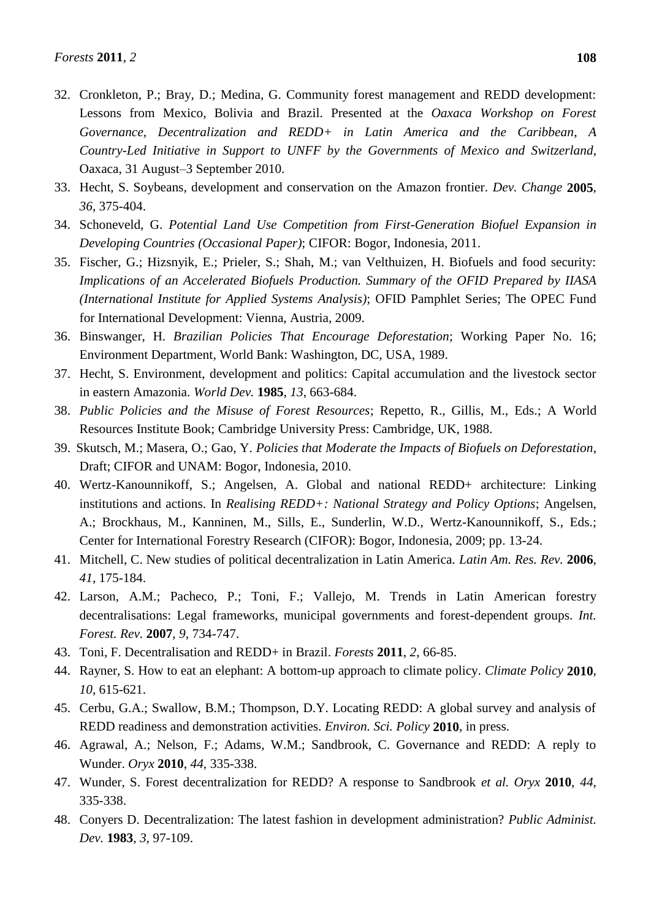32. Cronkleton, P.; Bray, D.; Medina, G. Community forest management and REDD development: Lessons from Mexico, Bolivia and Brazil. Presented at the *Oaxaca Workshop on Forest Governance, Decentralization and REDD+ in Latin America and the Caribbean*, *A Country-Led Initiative in Support to UNFF by the Governments of Mexico and Switzerland*, Oaxaca, 31 August–3 September 2010.
33. Hecht, S. Soybeans, development and conservation on the Amazon frontier. *Dev. Change* **2005**, *36*, 375-404.
34. Schoneveld, G. *Potential Land Use Competition from First-Generation Biofuel Expansion in Developing Countries (Occasional Paper)*; CIFOR: Bogor, Indonesia, 2011.
35. Fischer, G.; Hizsnyik, E.; Prieler, S.; Shah, M.; van Velthuizen, H. Biofuels and food security: *Implications of an Accelerated Biofuels Production. Summary of the OFID Prepared by IIASA (International Institute for Applied Systems Analysis)*; OFID Pamphlet Series; The OPEC Fund for International Development: Vienna, Austria, 2009.
36. Binswanger, H. *Brazilian Policies That Encourage Deforestation*; Working Paper No. 16; Environment Department, World Bank: Washington, DC, USA, 1989.
37. Hecht, S. Environment, development and politics: Capital accumulation and the livestock sector in eastern Amazonia. *World Dev.* **1985**, *13*, 663-684.
38. *Public Policies and the Misuse of Forest Resources*; Repetto, R., Gillis, M., Eds.; A World Resources Institute Book; Cambridge University Press: Cambridge, UK, 1988.
39. Skutsch, M.; Masera, O.; Gao, Y. *Policies that Moderate the Impacts of Biofuels on Deforestation*, Draft; CIFOR and UNAM: Bogor, Indonesia, 2010.
40. Wertz-Kanounnikoff, S.; Angelsen, A. Global and national REDD+ architecture: Linking institutions and actions. In *Realising REDD+: National Strategy and Policy Options*; Angelsen, A.; Brockhaus, M., Kanninen, M., Sills, E., Sunderlin, W.D., Wertz-Kanounnikoff, S., Eds.; Center for International Forestry Research (CIFOR): Bogor, Indonesia, 2009; pp. 13-24.
41. Mitchell, C. New studies of political decentralization in Latin America. *Latin Am. Res. Rev.* **2006**, *41*, 175-184.
42. Larson, A.M.; Pacheco, P.; Toni, F.; Vallejo, M. Trends in Latin American forestry decentralisations: Legal frameworks, municipal governments and forest-dependent groups. *Int. Forest. Rev.* **2007**, *9*, 734-747.
43. Toni, F. Decentralisation and REDD+ in Brazil. *Forests* **2011**, *2*, 66-85.
44. Rayner, S. How to eat an elephant: A bottom-up approach to climate policy. *Climate Policy* **2010**, *10*, 615-621.
45. Cerbu, G.A.; Swallow, B.M.; Thompson, D.Y. Locating REDD: A global survey and analysis of REDD readiness and demonstration activities. *Environ. Sci. Policy* **2010**, in press.
46. Agrawal, A.; Nelson, F.; Adams, W.M.; Sandbrook, C. Governance and REDD: A reply to Wunder. *Oryx* **2010**, *44*, 335-338.
47. Wunder, S. Forest decentralization for REDD? A response to Sandbrook *et al. Oryx* **2010**, *44*, 335-338.
48. Conyers D. Decentralization: The latest fashion in development administration? *Public Administ. Dev.* **1983**, *3*, 97-109.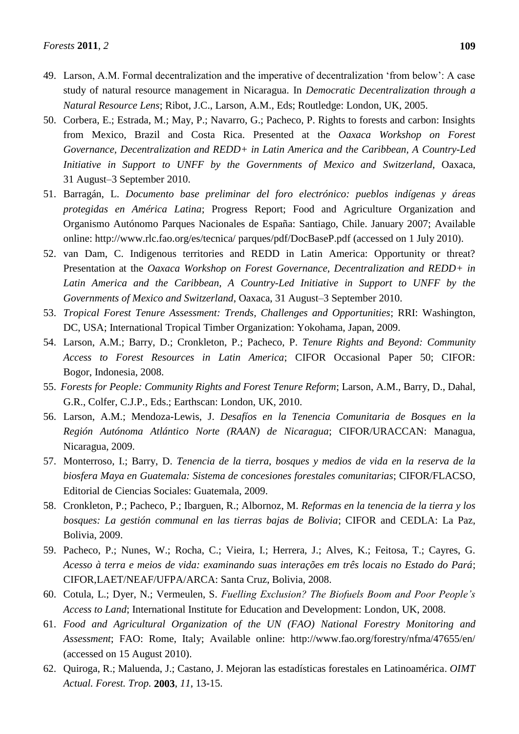49. Larson, A.M. Formal decentralization and the imperative of decentralization 'from below': A case study of natural resource management in Nicaragua. In *Democratic Decentralization through a Natural Resource Lens*; Ribot, J.C., Larson, A.M., Eds; Routledge: London, UK, 2005.
50. Corbera, E.; Estrada, M.; May, P.; Navarro, G.; Pacheco, P. Rights to forests and carbon: Insights from Mexico, Brazil and Costa Rica. Presented at the *Oaxaca Workshop on Forest Governance, Decentralization and REDD+ in Latin America and the Caribbean, A Country-Led Initiative in Support to UNFF by the Governments of Mexico and Switzerland*, Oaxaca, 31 August–3 September 2010.
51. Barragán, L. *Documento base preliminar del foro electrónico: pueblos indígenas y áreas protegidas en América Latina*; Progress Report; Food and Agriculture Organization and Organismo Autónomo Parques Nacionales de España: Santiago, Chile. January 2007; Available online: http://www.rlc.fao.org/es/tecnica/ parques/pdf/DocBaseP.pdf (accessed on 1 July 2010).
52. van Dam, C. Indigenous territories and REDD in Latin America: Opportunity or threat? Presentation at the *Oaxaca Workshop on Forest Governance, Decentralization and REDD+ in Latin America and the Caribbean, A Country-Led Initiative in Support to UNFF by the Governments of Mexico and Switzerland*, Oaxaca, 31 August–3 September 2010.
53. *Tropical Forest Tenure Assessment: Trends, Challenges and Opportunities*; RRI: Washington, DC, USA; International Tropical Timber Organization: Yokohama, Japan, 2009.
54. Larson, A.M.; Barry, D.; Cronkleton, P.; Pacheco, P. *Tenure Rights and Beyond: Community Access to Forest Resources in Latin America*; CIFOR Occasional Paper 50; CIFOR: Bogor, Indonesia, 2008.
55. *Forests for People: Community Rights and Forest Tenure Reform*; Larson, A.M., Barry, D., Dahal, G.R., Colfer, C.J.P., Eds.; Earthscan: London, UK, 2010.
56. Larson, A.M.; Mendoza-Lewis, J. *Desafíos en la Tenencia Comunitaria de Bosques en la Región Autónoma Atlántico Norte (RAAN) de Nicaragua*; CIFOR/URACCAN: Managua, Nicaragua, 2009.
57. Monterroso, I.; Barry, D. *Tenencia de la tierra, bosques y medios de vida en la reserva de la biosfera Maya en Guatemala: Sistema de concesiones forestales comunitarias*; CIFOR/FLACSO, Editorial de Ciencias Sociales: Guatemala, 2009.
58. Cronkleton, P.; Pacheco, P.; Ibarguen, R.; Albornoz, M. *Reformas en la tenencia de la tierra y los bosques: La gestión communal en las tierras bajas de Bolivia*; CIFOR and CEDLA: La Paz, Bolivia, 2009.
59. Pacheco, P.; Nunes, W.; Rocha, C.; Vieira, I.; Herrera, J.; Alves, K.; Feitosa, T.; Cayres, G. *Acesso à terra e meios de vida: examinando suas interações em três locais no Estado do Pará*; CIFOR,LAET/NEAF/UFPA/ARCA: Santa Cruz, Bolivia, 2008.
60. Cotula, L.; Dyer, N.; Vermeulen, S. *Fuelling Exclusion? The Biofuels Boom and Poor People's Access to Land*; International Institute for Education and Development: London, UK, 2008.
61. *Food and Agricultural Organization of the UN (FAO) National Forestry Monitoring and Assessment*; FAO: Rome, Italy; Available online: http://www.fao.org/forestry/nfma/47655/en/ (accessed on 15 August 2010).
62. Quiroga, R.; Maluenda, J.; Castano, J. Mejoran las estadísticas forestales en Latinoamérica. *OIMT Actual. Forest. Trop.* **2003**, *11*, 13-15.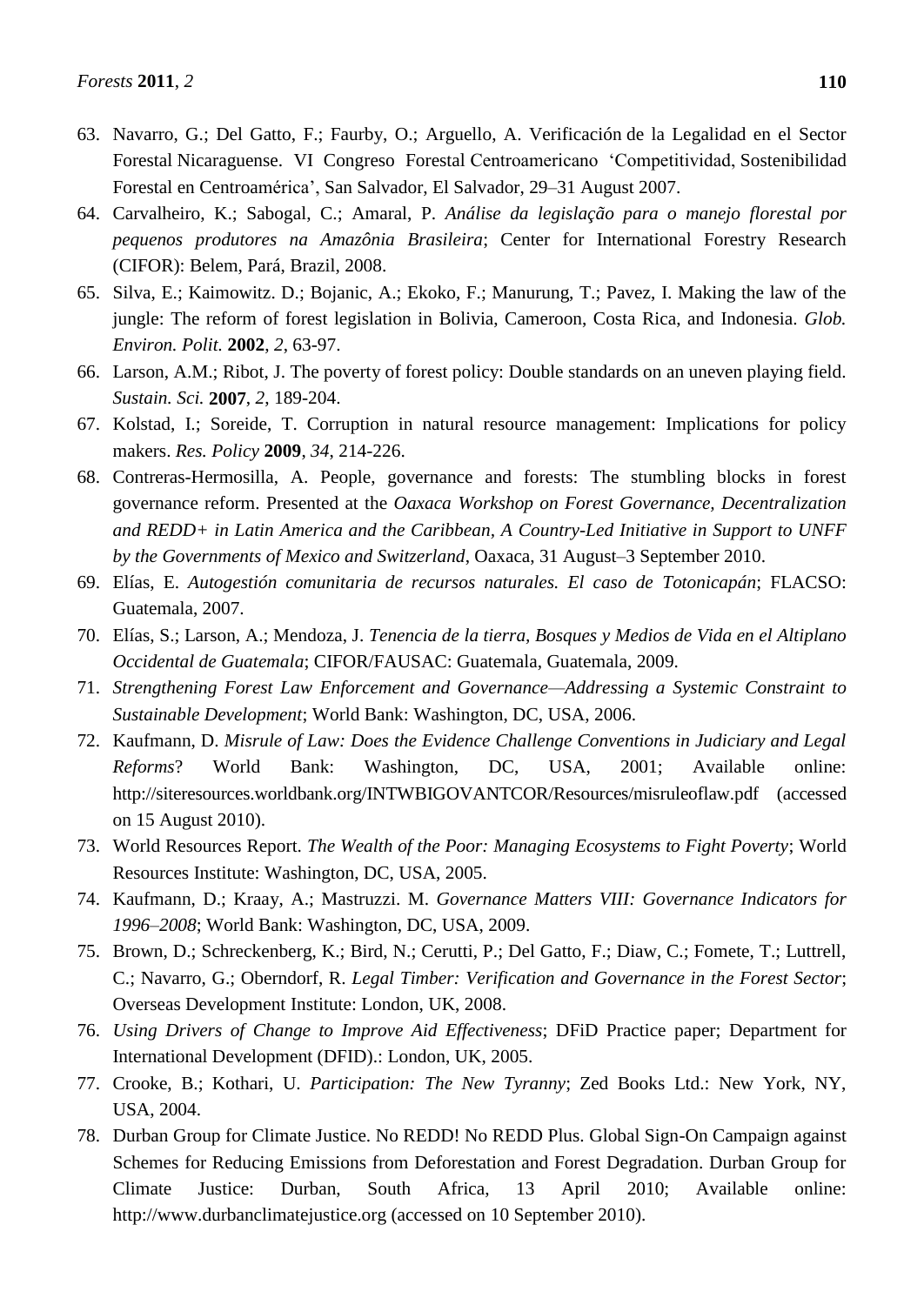63. Navarro, G.; Del Gatto, F.; Faurby, O.; Arguello, A. Verificación de la Legalidad en el Sector Forestal Nicaraguense. VI Congreso Forestal Centroamericano 'Competitividad, Sostenibilidad Forestal en Centroamérica', San Salvador, El Salvador, 29–31 August 2007.
64. Carvalheiro, K.; Sabogal, C.; Amaral, P. *Análise da legislação para o manejo florestal por pequenos produtores na Amazônia Brasileira*; Center for International Forestry Research (CIFOR): Belem, Pará, Brazil, 2008.
65. Silva, E.; Kaimowitz. D.; Bojanic, A.; Ekoko, F.; Manurung, T.; Pavez, I. Making the law of the jungle: The reform of forest legislation in Bolivia, Cameroon, Costa Rica, and Indonesia. *Glob. Environ. Polit.* **2002**, *2*, 63-97.
66. Larson, A.M.; Ribot, J. The poverty of forest policy: Double standards on an uneven playing field. *Sustain. Sci.* **2007**, *2*, 189-204.
67. Kolstad, I.; Soreide, T. Corruption in natural resource management: Implications for policy makers. *Res. Policy* **2009**, *34*, 214-226.
68. Contreras-Hermosilla, A. People, governance and forests: The stumbling blocks in forest governance reform. Presented at the *Oaxaca Workshop on Forest Governance, Decentralization and REDD+ in Latin America and the Caribbean, A Country-Led Initiative in Support to UNFF by the Governments of Mexico and Switzerland*, Oaxaca, 31 August–3 September 2010.
69. Elías, E. *Autogestión comunitaria de recursos naturales. El caso de Totonicapán*; FLACSO: Guatemala, 2007.
70. Elías, S.; Larson, A.; Mendoza, J. *Tenencia de la tierra, Bosques y Medios de Vida en el Altiplano Occidental de Guatemala*; CIFOR/FAUSAC: Guatemala, Guatemala, 2009.
71. *Strengthening Forest Law Enforcement and Governance—Addressing a Systemic Constraint to Sustainable Development*; World Bank: Washington, DC, USA, 2006.
72. Kaufmann, D. *Misrule of Law: Does the Evidence Challenge Conventions in Judiciary and Legal Reforms*? World Bank: Washington, DC, USA, 2001; Available online: http://siteresources.worldbank.org/INTWBIGOVANTCOR/Resources/misruleoflaw.pdf (accessed on 15 August 2010).
73. World Resources Report. *The Wealth of the Poor: Managing Ecosystems to Fight Poverty*; World Resources Institute: Washington, DC, USA, 2005.
74. Kaufmann, D.; Kraay, A.; Mastruzzi. M. *Governance Matters VIII: Governance Indicators for 1996–2008*; World Bank: Washington, DC, USA, 2009.
75. Brown, D.; Schreckenberg, K.; Bird, N.; Cerutti, P.; Del Gatto, F.; Diaw, C.; Fomete, T.; Luttrell, C.; Navarro, G.; Oberndorf, R. *Legal Timber: Verification and Governance in the Forest Sector*; Overseas Development Institute: London, UK, 2008.
76. *Using Drivers of Change to Improve Aid Effectiveness*; DFiD Practice paper; Department for International Development (DFID).: London, UK, 2005.
77. Crooke, B.; Kothari, U. *Participation: The New Tyranny*; Zed Books Ltd.: New York, NY, USA, 2004.
78. Durban Group for Climate Justice. No REDD! No REDD Plus. Global Sign-On Campaign against Schemes for Reducing Emissions from Deforestation and Forest Degradation. Durban Group for Climate Justice: Durban, South Africa, 13 April 2010; Available online: http://www.durbanclimatejustice.org (accessed on 10 September 2010).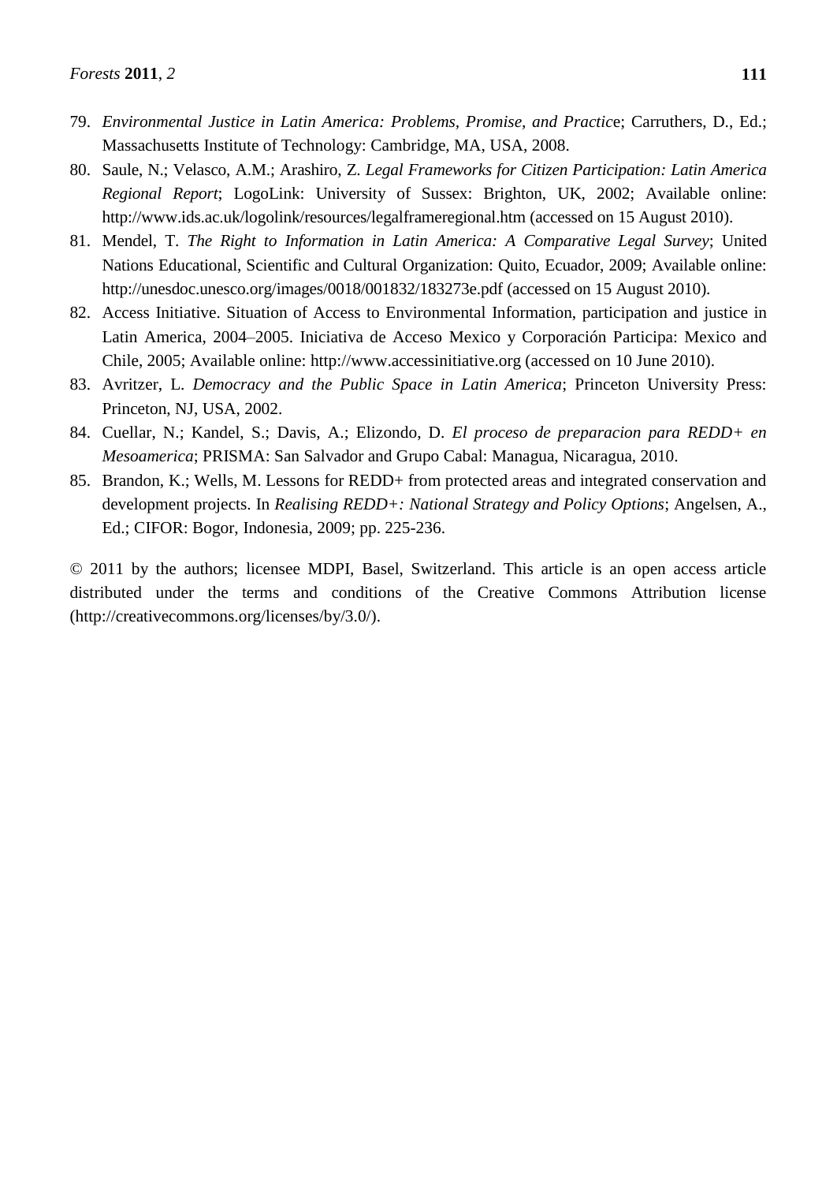79. *Environmental Justice in Latin America: Problems, Promise, and Practic*e; Carruthers, D., Ed.; Massachusetts Institute of Technology: Cambridge, MA, USA, 2008.
80. Saule, N.; Velasco, A.M.; Arashiro, Z. *Legal Frameworks for Citizen Participation: Latin America Regional Report*; LogoLink: University of Sussex: Brighton, UK, 2002; Available online: http://www.ids.ac.uk/logolink/resources/legalframeregional.htm (accessed on 15 August 2010).
81. Mendel, T. *The Right to Information in Latin America: A Comparative Legal Survey*; United Nations Educational, Scientific and Cultural Organization: Quito, Ecuador, 2009; Available online: http://unesdoc.unesco.org/images/0018/001832/183273e.pdf (accessed on 15 August 2010).
82. Access Initiative. Situation of Access to Environmental Information, participation and justice in Latin America, 2004–2005. Iniciativa de Acceso Mexico y Corporación Participa: Mexico and Chile, 2005; Available online: http://www.accessinitiative.org (accessed on 10 June 2010).
83. Avritzer, L. *Democracy and the Public Space in Latin America*; Princeton University Press: Princeton, NJ, USA, 2002.
84. Cuellar, N.; Kandel, S.; Davis, A.; Elizondo, D. *El proceso de preparacion para REDD+ en Mesoamerica*; PRISMA: San Salvador and Grupo Cabal: Managua, Nicaragua, 2010.
85. Brandon, K.; Wells, M. Lessons for REDD+ from protected areas and integrated conservation and development projects. In *Realising REDD+: National Strategy and Policy Options*; Angelsen, A., Ed.; CIFOR: Bogor, Indonesia, 2009; pp. 225-236.

© 2011 by the authors; licensee MDPI, Basel, Switzerland. This article is an open access article distributed under the terms and conditions of the Creative Commons Attribution license (http://creativecommons.org/licenses/by/3.0/).